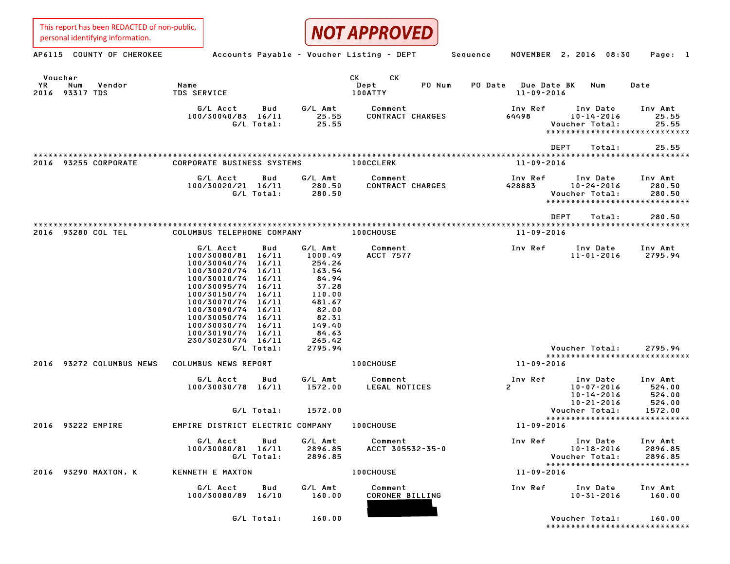This report has been REDACTED of non-public, personal identifying information.

**NOT APPROVED**

AP6115 COUNTY OF CHEROKEE — Accounts Payable - Voucher Listing - DEPT Sequence — NOVEMBER 2, 2016 08:30

| Voucher YR | Num | Vendor | Name | CK Dept | CK | PO Num | PO Date | Due Date | BK | Num | Date |
|---|---|---|---|---|---|---|---|---|---|---|---|
| 2016 | 93317 | TDS | TDS SERVICE | 100ATTY | | | | 11-09-2016 | | | |

| G/L Acct | Bud | G/L Amt | Comment | Inv Ref | Inv Date | Inv Amt |
|---|---|---|---|---|---|---|
| 100/30040/83 | 16/11 | 25.55 | CONTRACT CHARGES | 64498 | 10-14-2016 | 25.55 |
| | G/L Total: | 25.55 | | | Voucher Total: | 25.55 |

DEPT Total: 25.55

| Voucher YR | Num | Vendor | Name | CK Dept | Due Date |
|---|---|---|---|---|---|
| 2016 | 93255 | CORPORATE | CORPORATE BUSINESS SYSTEMS | 100CCLERK | 11-09-2016 |

| G/L Acct | Bud | G/L Amt | Comment | Inv Ref | Inv Date | Inv Amt |
|---|---|---|---|---|---|---|
| 100/30020/21 | 16/11 | 280.50 | CONTRACT CHARGES | 428883 | 10-24-2016 | 280.50 |
| | G/L Total: | 280.50 | | | Voucher Total: | 280.50 |

DEPT Total: 280.50

| Voucher YR | Num | Vendor | Name | CK Dept | Due Date |
|---|---|---|---|---|---|
| 2016 | 93280 | COL TEL | COLUMBUS TELEPHONE COMPANY | 100CHOUSE | 11-09-2016 |

| G/L Acct | Bud | G/L Amt | Comment | Inv Ref | Inv Date | Inv Amt |
|---|---|---|---|---|---|---|
| 100/30080/81 | 16/11 | 1000.49 | ACCT 7577 | | 11-01-2016 | 2795.94 |
| 100/30040/74 | 16/11 | 254.26 | | | | |
| 100/30020/74 | 16/11 | 163.54 | | | | |
| 100/30010/74 | 16/11 | 84.94 | | | | |
| 100/30095/74 | 16/11 | 37.28 | | | | |
| 100/30150/74 | 16/11 | 110.00 | | | | |
| 100/30070/74 | 16/11 | 481.67 | | | | |
| 100/30090/74 | 16/11 | 82.00 | | | | |
| 100/30050/74 | 16/11 | 82.31 | | | | |
| 100/30030/74 | 16/11 | 149.40 | | | | |
| 100/30190/74 | 16/11 | 84.63 | | | | |
| 230/30230/74 | 16/11 | 265.42 | | | | |
| | G/L Total: | 2795.94 | | | Voucher Total: | 2795.94 |

| Voucher YR | Num | Vendor | Name | CK Dept | Due Date |
|---|---|---|---|---|---|
| 2016 | 93272 | COLUMBUS NEWS | COLUMBUS NEWS REPORT | 100CHOUSE | 11-09-2016 |

| G/L Acct | Bud | G/L Amt | Comment | Inv Ref | Inv Date | Inv Amt |
|---|---|---|---|---|---|---|
| 100/30030/78 | 16/11 | 1572.00 | LEGAL NOTICES | 2 | 10-07-2016 | 524.00 |
| | | | | | 10-14-2016 | 524.00 |
| | | | | | 10-21-2016 | 524.00 |
| | G/L Total: | 1572.00 | | | Voucher Total: | 1572.00 |

| Voucher YR | Num | Vendor | Name | CK Dept | Due Date |
|---|---|---|---|---|---|
| 2016 | 93222 | EMPIRE | EMPIRE DISTRICT ELECTRIC COMPANY | 100CHOUSE | 11-09-2016 |

| G/L Acct | Bud | G/L Amt | Comment | Inv Ref | Inv Date | Inv Amt |
|---|---|---|---|---|---|---|
| 100/30080/81 | 16/11 | 2896.85 | ACCT 305532-35-0 | | 10-18-2016 | 2896.85 |
| | G/L Total: | 2896.85 | | | Voucher Total: | 2896.85 |

| Voucher YR | Num | Vendor | Name | CK Dept | Due Date |
|---|---|---|---|---|---|
| 2016 | 93290 | MAXTON, K | KENNETH E MAXTON | 100CHOUSE | 11-09-2016 |

| G/L Acct | Bud | G/L Amt | Comment | Inv Ref | Inv Date | Inv Amt |
|---|---|---|---|---|---|---|
| 100/30080/89 | 16/10 | 160.00 | CORONER BILLING [REDACTED] | | 10-31-2016 | 160.00 |
| | G/L Total: | 160.00 | | | Voucher Total: | 160.00 |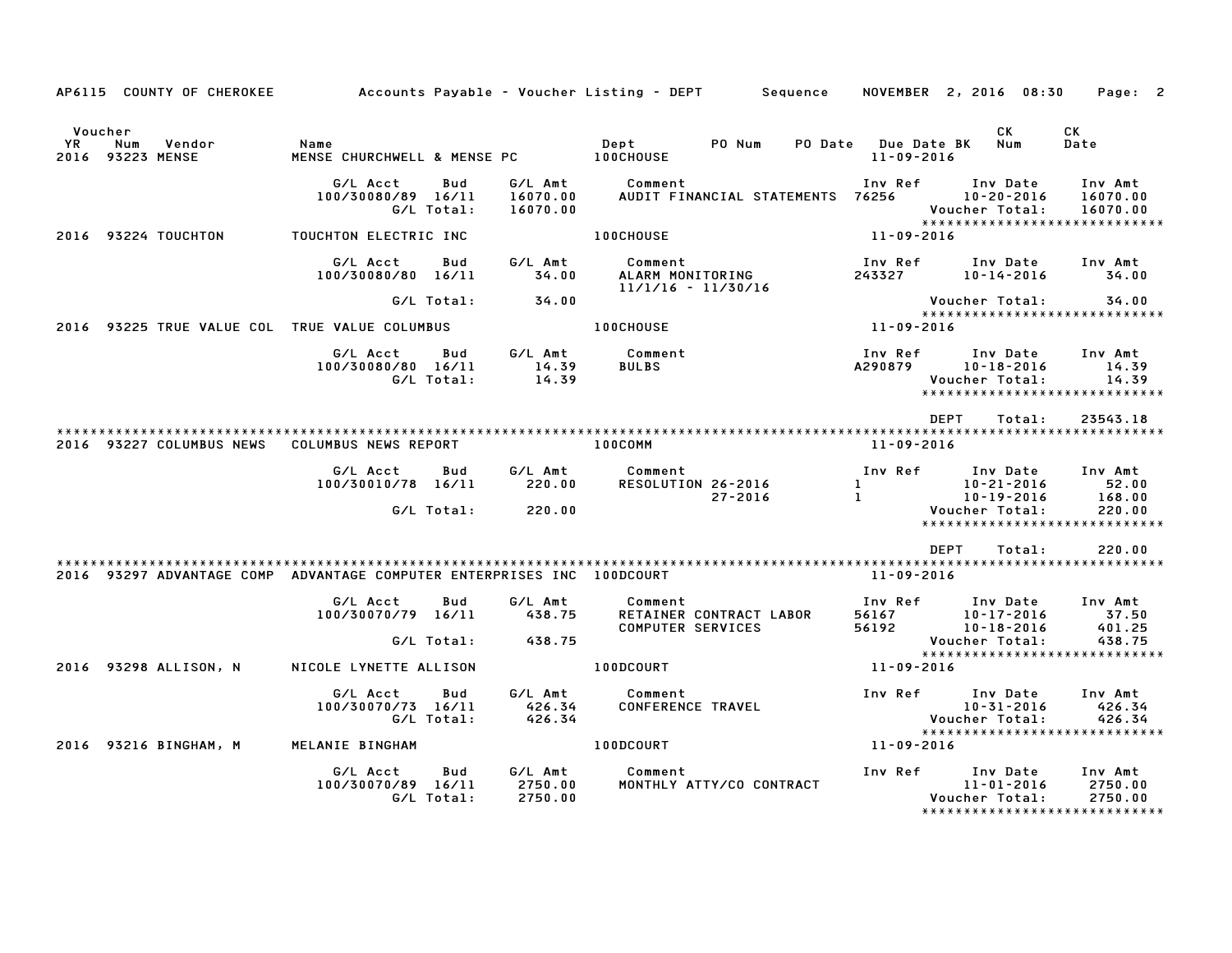AP6115 COUNTY OF CHEROKEE — Accounts Payable - Voucher Listing - DEPT — Sequence — NOVEMBER 2, 2016 08:30

| Voucher YR | Num | Vendor | Name | Dept | PO Num | PO Date | Due Date BK | CK Num | CK Date |
|---|---|---|---|---|---|---|---|---|---|
| 2016 | 93223 | MENSE | MENSE CHURCHWELL & MENSE PC | 100CHOUSE | | | 11-09-2016 | | |

| G/L Acct | Bud | G/L Amt | Comment | Inv Ref | Inv Date | Inv Amt |
|---|---|---|---|---|---|---|
| 100/30080/89 | 16/11 | 16070.00 | AUDIT FINANCIAL STATEMENTS | 76256 | 10-20-2016 | 16070.00 |
| | G/L Total: | 16070.00 | | | Voucher Total: | 16070.00 |

******************************

| YR | Num | Vendor | Name | Dept | Due Date |
|---|---|---|---|---|---|
| 2016 | 93224 | TOUCHTON | TOUCHTON ELECTRIC INC | 100CHOUSE | 11-09-2016 |

| G/L Acct | Bud | G/L Amt | Comment | Inv Ref | Inv Date | Inv Amt |
|---|---|---|---|---|---|---|
| 100/30080/80 | 16/11 | 34.00 | ALARM MONITORING 11/1/16 - 11/30/16 | 243327 | 10-14-2016 | 34.00 |
| | G/L Total: | 34.00 | | | Voucher Total: | 34.00 |

******************************

| YR | Num | Vendor | Name | Dept | Due Date |
|---|---|---|---|---|---|
| 2016 | 93225 | TRUE VALUE COL | TRUE VALUE COLUMBUS | 100CHOUSE | 11-09-2016 |

| G/L Acct | Bud | G/L Amt | Comment | Inv Ref | Inv Date | Inv Amt |
|---|---|---|---|---|---|---|
| 100/30080/80 | 16/11 | 14.39 | BULBS | A290879 | 10-18-2016 | 14.39 |
| | G/L Total: | 14.39 | | | Voucher Total: | 14.39 |

******************************

DEPT Total: 23543.18

******************************

| YR | Num | Vendor | Name | Dept | Due Date |
|---|---|---|---|---|---|
| 2016 | 93227 | COLUMBUS NEWS | COLUMBUS NEWS REPORT | 100COMM | 11-09-2016 |

| G/L Acct | Bud | G/L Amt | Comment | Inv Ref | Inv Date | Inv Amt |
|---|---|---|---|---|---|---|
| 100/30010/78 | 16/11 | 220.00 | RESOLUTION 26-2016 | 1 | 10-21-2016 | 52.00 |
| | | | 27-2016 | 1 | 10-19-2016 | 168.00 |
| | G/L Total: | 220.00 | | | Voucher Total: | 220.00 |

******************************

DEPT Total: 220.00

******************************

| YR | Num | Vendor | Name | Dept | Due Date |
|---|---|---|---|---|---|
| 2016 | 93297 | ADVANTAGE COMP | ADVANTAGE COMPUTER ENTERPRISES INC | 100DCOURT | 11-09-2016 |

| G/L Acct | Bud | G/L Amt | Comment | Inv Ref | Inv Date | Inv Amt |
|---|---|---|---|---|---|---|
| 100/30070/79 | 16/11 | 438.75 | RETAINER CONTRACT LABOR | 56167 | 10-17-2016 | 37.50 |
| | | | COMPUTER SERVICES | 56192 | 10-18-2016 | 401.25 |
| | G/L Total: | 438.75 | | | Voucher Total: | 438.75 |

******************************

| YR | Num | Vendor | Name | Dept | Due Date |
|---|---|---|---|---|---|
| 2016 | 93298 | ALLISON, N | NICOLE LYNETTE ALLISON | 100DCOURT | 11-09-2016 |

| G/L Acct | Bud | G/L Amt | Comment | Inv Ref | Inv Date | Inv Amt |
|---|---|---|---|---|---|---|
| 100/30070/73 | 16/11 | 426.34 | CONFERENCE TRAVEL | | 10-31-2016 | 426.34 |
| | G/L Total: | 426.34 | | | Voucher Total: | 426.34 |

******************************

| YR | Num | Vendor | Name | Dept | Due Date |
|---|---|---|---|---|---|
| 2016 | 93216 | BINGHAM, M | MELANIE BINGHAM | 100DCOURT | 11-09-2016 |

| G/L Acct | Bud | G/L Amt | Comment | Inv Ref | Inv Date | Inv Amt |
|---|---|---|---|---|---|---|
| 100/30070/89 | 16/11 | 2750.00 | MONTHLY ATTY/CO CONTRACT | | 11-01-2016 | 2750.00 |
| | G/L Total: | 2750.00 | | | Voucher Total: | 2750.00 |

******************************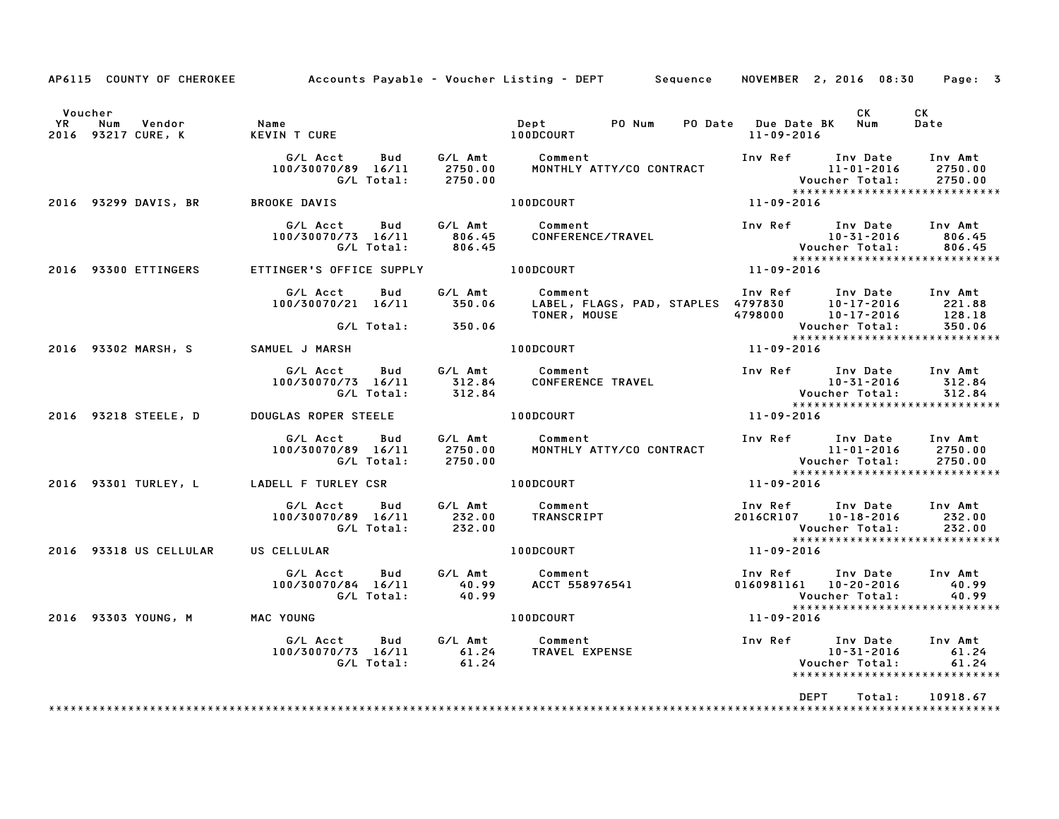AP6115 COUNTY OF CHEROKEE — Accounts Payable - Voucher Listing - DEPT — Sequence — NOVEMBER 2, 2016 08:30

| Voucher YR | Num | Vendor | Name | Dept | PO Num | PO Date | Due Date BK | CK Num | CK Date |
|---|---|---|---|---|---|---|---|---|---|
| 2016 | 93217 | CURE, K | KEVIN T CURE | 100DCOURT | | | 11-09-2016 | | |

| G/L Acct | Bud | G/L Amt | Comment | Inv Ref | Inv Date | Inv Amt |
|---|---|---|---|---|---|---|
| 100/30070/89 | 16/11 | 2750.00 | MONTHLY ATTY/CO CONTRACT | | 11-01-2016 | 2750.00 |
| | G/L Total: | 2750.00 | | | Voucher Total: | 2750.00 |

| Voucher YR | Num | Vendor | Name | Dept | PO Num | PO Date | Due Date BK | CK Num | CK Date |
|---|---|---|---|---|---|---|---|---|---|
| 2016 | 93299 | DAVIS, BR | BROOKE DAVIS | 100DCOURT | | | 11-09-2016 | | |

| G/L Acct | Bud | G/L Amt | Comment | Inv Ref | Inv Date | Inv Amt |
|---|---|---|---|---|---|---|
| 100/30070/73 | 16/11 | 806.45 | CONFERENCE/TRAVEL | | 10-31-2016 | 806.45 |
| | G/L Total: | 806.45 | | | Voucher Total: | 806.45 |

| Voucher YR | Num | Vendor | Name | Dept | PO Num | PO Date | Due Date BK | CK Num | CK Date |
|---|---|---|---|---|---|---|---|---|---|
| 2016 | 93300 | ETTINGERS | ETTINGER'S OFFICE SUPPLY | 100DCOURT | | | 11-09-2016 | | |

| G/L Acct | Bud | G/L Amt | Comment | Inv Ref | Inv Date | Inv Amt |
|---|---|---|---|---|---|---|
| 100/30070/21 | 16/11 | 350.06 | LABEL, FLAGS, PAD, STAPLES | 4797830 | 10-17-2016 | 221.88 |
| | | | TONER, MOUSE | 4798000 | 10-17-2016 | 128.18 |
| | G/L Total: | 350.06 | | | Voucher Total: | 350.06 |

| Voucher YR | Num | Vendor | Name | Dept | PO Num | PO Date | Due Date BK | CK Num | CK Date |
|---|---|---|---|---|---|---|---|---|---|
| 2016 | 93302 | MARSH, S | SAMUEL J MARSH | 100DCOURT | | | 11-09-2016 | | |

| G/L Acct | Bud | G/L Amt | Comment | Inv Ref | Inv Date | Inv Amt |
|---|---|---|---|---|---|---|
| 100/30070/73 | 16/11 | 312.84 | CONFERENCE TRAVEL | | 10-31-2016 | 312.84 |
| | G/L Total: | 312.84 | | | Voucher Total: | 312.84 |

| Voucher YR | Num | Vendor | Name | Dept | PO Num | PO Date | Due Date BK | CK Num | CK Date |
|---|---|---|---|---|---|---|---|---|---|
| 2016 | 93218 | STEELE, D | DOUGLAS ROPER STEELE | 100DCOURT | | | 11-09-2016 | | |

| G/L Acct | Bud | G/L Amt | Comment | Inv Ref | Inv Date | Inv Amt |
|---|---|---|---|---|---|---|
| 100/30070/89 | 16/11 | 2750.00 | MONTHLY ATTY/CO CONTRACT | | 11-01-2016 | 2750.00 |
| | G/L Total: | 2750.00 | | | Voucher Total: | 2750.00 |

| Voucher YR | Num | Vendor | Name | Dept | PO Num | PO Date | Due Date BK | CK Num | CK Date |
|---|---|---|---|---|---|---|---|---|---|
| 2016 | 93301 | TURLEY, L | LADELL F TURLEY CSR | 100DCOURT | | | 11-09-2016 | | |

| G/L Acct | Bud | G/L Amt | Comment | Inv Ref | Inv Date | Inv Amt |
|---|---|---|---|---|---|---|
| 100/30070/89 | 16/11 | 232.00 | TRANSCRIPT | 2016CR107 | 10-18-2016 | 232.00 |
| | G/L Total: | 232.00 | | | Voucher Total: | 232.00 |

| Voucher YR | Num | Vendor | Name | Dept | PO Num | PO Date | Due Date BK | CK Num | CK Date |
|---|---|---|---|---|---|---|---|---|---|
| 2016 | 93318 | US CELLULAR | US CELLULAR | 100DCOURT | | | 11-09-2016 | | |

| G/L Acct | Bud | G/L Amt | Comment | Inv Ref | Inv Date | Inv Amt |
|---|---|---|---|---|---|---|
| 100/30070/84 | 16/11 | 40.99 | ACCT 558976541 | 0160981161 | 10-20-2016 | 40.99 |
| | G/L Total: | 40.99 | | | Voucher Total: | 40.99 |

| Voucher YR | Num | Vendor | Name | Dept | PO Num | PO Date | Due Date BK | CK Num | CK Date |
|---|---|---|---|---|---|---|---|---|---|
| 2016 | 93303 | YOUNG, M | MAC YOUNG | 100DCOURT | | | 11-09-2016 | | |

| G/L Acct | Bud | G/L Amt | Comment | Inv Ref | Inv Date | Inv Amt |
|---|---|---|---|---|---|---|
| 100/30070/73 | 16/11 | 61.24 | TRAVEL EXPENSE | | 10-31-2016 | 61.24 |
| | G/L Total: | 61.24 | | | Voucher Total: | 61.24 |

DEPT Total: 10918.67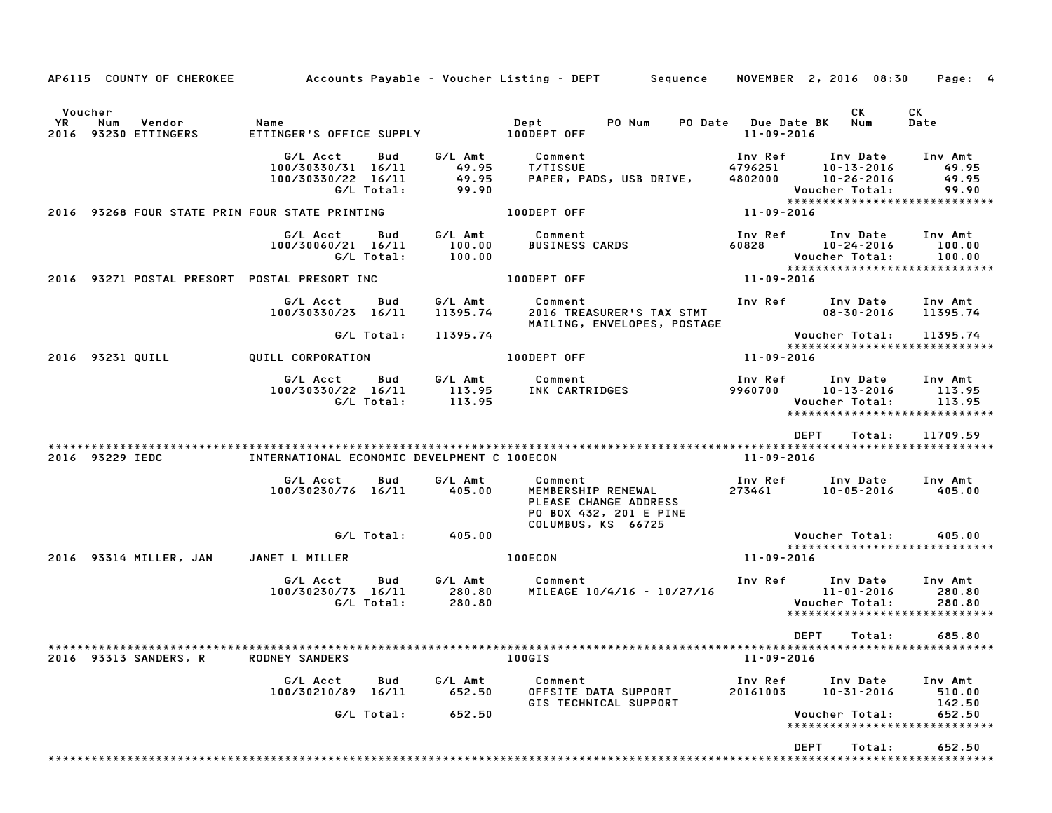AP6115 COUNTY OF CHEROKEE — Accounts Payable - Voucher Listing - DEPT — Sequence — NOVEMBER 2, 2016 08:30

| Voucher YR | Num | Vendor | Name | Dept | PO Num | PO Date | Due Date BK | CK Num | CK Date |
|---|---|---|---|---|---|---|---|---|---|
| 2016 | 93230 | ETTINGERS | ETTINGER'S OFFICE SUPPLY | 100DEPT OFF | | | 11-09-2016 | | |

| G/L Acct | Bud | G/L Amt | Comment | Inv Ref | Inv Date | Inv Amt |
|---|---|---|---|---|---|---|
| 100/30330/31 | 16/11 | 49.95 | T/TISSUE | 4796251 | 10-13-2016 | 49.95 |
| 100/30330/22 | 16/11 | 49.95 | PAPER, PADS, USB DRIVE, | 4802000 | 10-26-2016 | 49.95 |
| | G/L Total: | 99.90 | | | Voucher Total: | 99.90 |

| Voucher YR | Num | Vendor | Name | Dept | PO Num | PO Date | Due Date BK | CK Num | CK Date |
|---|---|---|---|---|---|---|---|---|---|
| 2016 | 93268 | FOUR STATE PRIN | FOUR STATE PRINTING | 100DEPT OFF | | | 11-09-2016 | | |

| G/L Acct | Bud | G/L Amt | Comment | Inv Ref | Inv Date | Inv Amt |
|---|---|---|---|---|---|---|
| 100/30060/21 | 16/11 | 100.00 | BUSINESS CARDS | 60828 | 10-24-2016 | 100.00 |
| | G/L Total: | 100.00 | | | Voucher Total: | 100.00 |

| Voucher YR | Num | Vendor | Name | Dept | PO Num | PO Date | Due Date BK | CK Num | CK Date |
|---|---|---|---|---|---|---|---|---|---|
| 2016 | 93271 | POSTAL PRESORT | POSTAL PRESORT INC | 100DEPT OFF | | | 11-09-2016 | | |

| G/L Acct | Bud | G/L Amt | Comment | Inv Ref | Inv Date | Inv Amt |
|---|---|---|---|---|---|---|
| 100/30330/23 | 16/11 | 11395.74 | 2016 TREASURER'S TAX STMT MAILING, ENVELOPES, POSTAGE | | 08-30-2016 | 11395.74 |
| | G/L Total: | 11395.74 | | | Voucher Total: | 11395.74 |

| Voucher YR | Num | Vendor | Name | Dept | PO Num | PO Date | Due Date BK | CK Num | CK Date |
|---|---|---|---|---|---|---|---|---|---|
| 2016 | 93231 | QUILL | QUILL CORPORATION | 100DEPT OFF | | | 11-09-2016 | | |

| G/L Acct | Bud | G/L Amt | Comment | Inv Ref | Inv Date | Inv Amt |
|---|---|---|---|---|---|---|
| 100/30330/22 | 16/11 | 113.95 | INK CARTRIDGES | 9960700 | 10-13-2016 | 113.95 |
| | G/L Total: | 113.95 | | | Voucher Total: | 113.95 |

DEPT Total: 11709.59

| Voucher YR | Num | Vendor | Name | Dept | PO Num | PO Date | Due Date BK | CK Num | CK Date |
|---|---|---|---|---|---|---|---|---|---|
| 2016 | 93229 | IEDC | INTERNATIONAL ECONOMIC DEVELPMENT C | 100ECON | | | 11-09-2016 | | |

| G/L Acct | Bud | G/L Amt | Comment | Inv Ref | Inv Date | Inv Amt |
|---|---|---|---|---|---|---|
| 100/30230/76 | 16/11 | 405.00 | MEMBERSHIP RENEWAL PLEASE CHANGE ADDRESS PO BOX 432, 201 E PINE COLUMBUS, KS 66725 | 273461 | 10-05-2016 | 405.00 |
| | G/L Total: | 405.00 | | | Voucher Total: | 405.00 |

| Voucher YR | Num | Vendor | Name | Dept | PO Num | PO Date | Due Date BK | CK Num | CK Date |
|---|---|---|---|---|---|---|---|---|---|
| 2016 | 93314 | MILLER, JAN | JANET L MILLER | 100ECON | | | 11-09-2016 | | |

| G/L Acct | Bud | G/L Amt | Comment | Inv Ref | Inv Date | Inv Amt |
|---|---|---|---|---|---|---|
| 100/30230/73 | 16/11 | 280.80 | MILEAGE 10/4/16 - 10/27/16 | | 11-01-2016 | 280.80 |
| | G/L Total: | 280.80 | | | Voucher Total: | 280.80 |

DEPT Total: 685.80

| Voucher YR | Num | Vendor | Name | Dept | PO Num | PO Date | Due Date BK | CK Num | CK Date |
|---|---|---|---|---|---|---|---|---|---|
| 2016 | 93313 | SANDERS, R | RODNEY SANDERS | 100GIS | | | 11-09-2016 | | |

| G/L Acct | Bud | G/L Amt | Comment | Inv Ref | Inv Date | Inv Amt |
|---|---|---|---|---|---|---|
| 100/30210/89 | 16/11 | 652.50 | OFFSITE DATA SUPPORT | 20161003 | 10-31-2016 | 510.00 |
| | | | GIS TECHNICAL SUPPORT | | | 142.50 |
| | G/L Total: | 652.50 | | | Voucher Total: | 652.50 |

DEPT Total: 652.50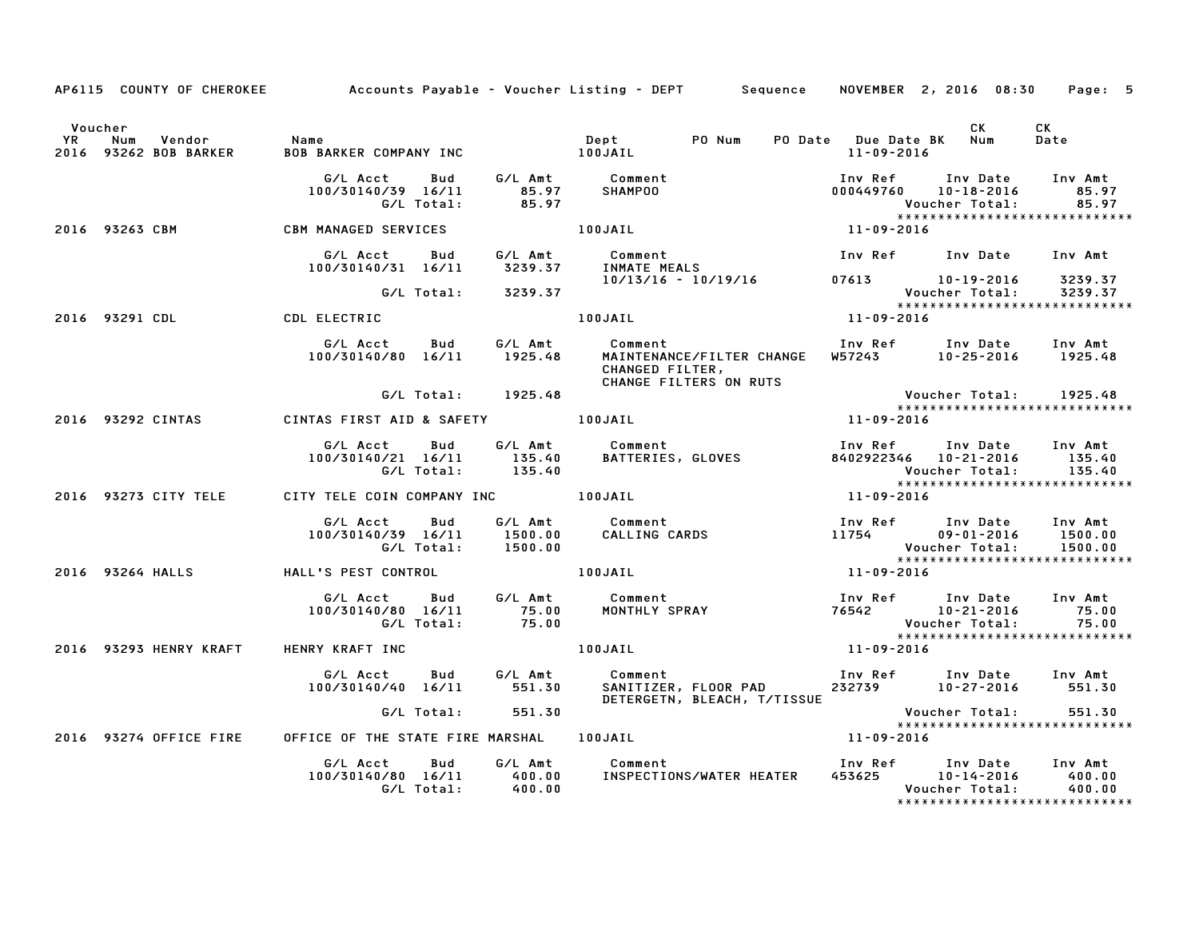AP6115 COUNTY OF CHEROKEE — Accounts Payable - Voucher Listing - DEPT — Sequence — NOVEMBER 2, 2016 08:30

| Voucher YR | Num | Vendor | Name | Dept | PO Num | PO Date | Due Date | BK | CK Num | CK Date |
|---|---|---|---|---|---|---|---|---|---|---|
| 2016 | 93262 | BOB BARKER | BOB BARKER COMPANY INC | 100JAIL | | | 11-09-2016 | | | |

| G/L Acct | Bud | G/L Amt | Comment | Inv Ref | Inv Date | Inv Amt |
|---|---|---|---|---|---|---|
| 100/30140/39 | 16/11 | 85.97 | SHAMPOO | 000449760 | 10-18-2016 | 85.97 |
| | G/L Total: | 85.97 | | | Voucher Total: | 85.97 |

****************************

| Voucher YR | Num | Vendor | Name | Dept | Due Date |
|---|---|---|---|---|---|
| 2016 | 93263 | CBM | CBM MANAGED SERVICES | 100JAIL | 11-09-2016 |

| G/L Acct | Bud | G/L Amt | Comment | Inv Ref | Inv Date | Inv Amt |
|---|---|---|---|---|---|---|
| 100/30140/31 | 16/11 | 3239.37 | INMATE MEALS 10/13/16 - 10/19/16 | 07613 | 10-19-2016 | 3239.37 |
| | G/L Total: | 3239.37 | | | Voucher Total: | 3239.37 |

****************************

| Voucher YR | Num | Vendor | Name | Dept | Due Date |
|---|---|---|---|---|---|
| 2016 | 93291 | CDL | CDL ELECTRIC | 100JAIL | 11-09-2016 |

| G/L Acct | Bud | G/L Amt | Comment | Inv Ref | Inv Date | Inv Amt |
|---|---|---|---|---|---|---|
| 100/30140/80 | 16/11 | 1925.48 | MAINTENANCE/FILTER CHANGE CHANGED FILTER, CHANGE FILTERS ON RUTS | W57243 | 10-25-2016 | 1925.48 |
| | G/L Total: | 1925.48 | | | Voucher Total: | 1925.48 |

****************************

| Voucher YR | Num | Vendor | Name | Dept | Due Date |
|---|---|---|---|---|---|
| 2016 | 93292 | CINTAS | CINTAS FIRST AID & SAFETY | 100JAIL | 11-09-2016 |

| G/L Acct | Bud | G/L Amt | Comment | Inv Ref | Inv Date | Inv Amt |
|---|---|---|---|---|---|---|
| 100/30140/21 | 16/11 | 135.40 | BATTERIES, GLOVES | 8402922346 | 10-21-2016 | 135.40 |
| | G/L Total: | 135.40 | | | Voucher Total: | 135.40 |

****************************

| Voucher YR | Num | Vendor | Name | Dept | Due Date |
|---|---|---|---|---|---|
| 2016 | 93273 | CITY TELE | CITY TELE COIN COMPANY INC | 100JAIL | 11-09-2016 |

| G/L Acct | Bud | G/L Amt | Comment | Inv Ref | Inv Date | Inv Amt |
|---|---|---|---|---|---|---|
| 100/30140/39 | 16/11 | 1500.00 | CALLING CARDS | 11754 | 09-01-2016 | 1500.00 |
| | G/L Total: | 1500.00 | | | Voucher Total: | 1500.00 |

****************************

| Voucher YR | Num | Vendor | Name | Dept | Due Date |
|---|---|---|---|---|---|
| 2016 | 93264 | HALLS | HALL'S PEST CONTROL | 100JAIL | 11-09-2016 |

| G/L Acct | Bud | G/L Amt | Comment | Inv Ref | Inv Date | Inv Amt |
|---|---|---|---|---|---|---|
| 100/30140/80 | 16/11 | 75.00 | MONTHLY SPRAY | 76542 | 10-21-2016 | 75.00 |
| | G/L Total: | 75.00 | | | Voucher Total: | 75.00 |

****************************

| Voucher YR | Num | Vendor | Name | Dept | Due Date |
|---|---|---|---|---|---|
| 2016 | 93293 | HENRY KRAFT | HENRY KRAFT INC | 100JAIL | 11-09-2016 |

| G/L Acct | Bud | G/L Amt | Comment | Inv Ref | Inv Date | Inv Amt |
|---|---|---|---|---|---|---|
| 100/30140/40 | 16/11 | 551.30 | SANITIZER, FLOOR PAD DETERGETN, BLEACH, T/TISSUE | 232739 | 10-27-2016 | 551.30 |
| | G/L Total: | 551.30 | | | Voucher Total: | 551.30 |

****************************

| Voucher YR | Num | Vendor | Name | Dept | Due Date |
|---|---|---|---|---|---|
| 2016 | 93274 | OFFICE FIRE | OFFICE OF THE STATE FIRE MARSHAL | 100JAIL | 11-09-2016 |

| G/L Acct | Bud | G/L Amt | Comment | Inv Ref | Inv Date | Inv Amt |
|---|---|---|---|---|---|---|
| 100/30140/80 | 16/11 | 400.00 | INSPECTIONS/WATER HEATER | 453625 | 10-14-2016 | 400.00 |
| | G/L Total: | 400.00 | | | Voucher Total: | 400.00 |

****************************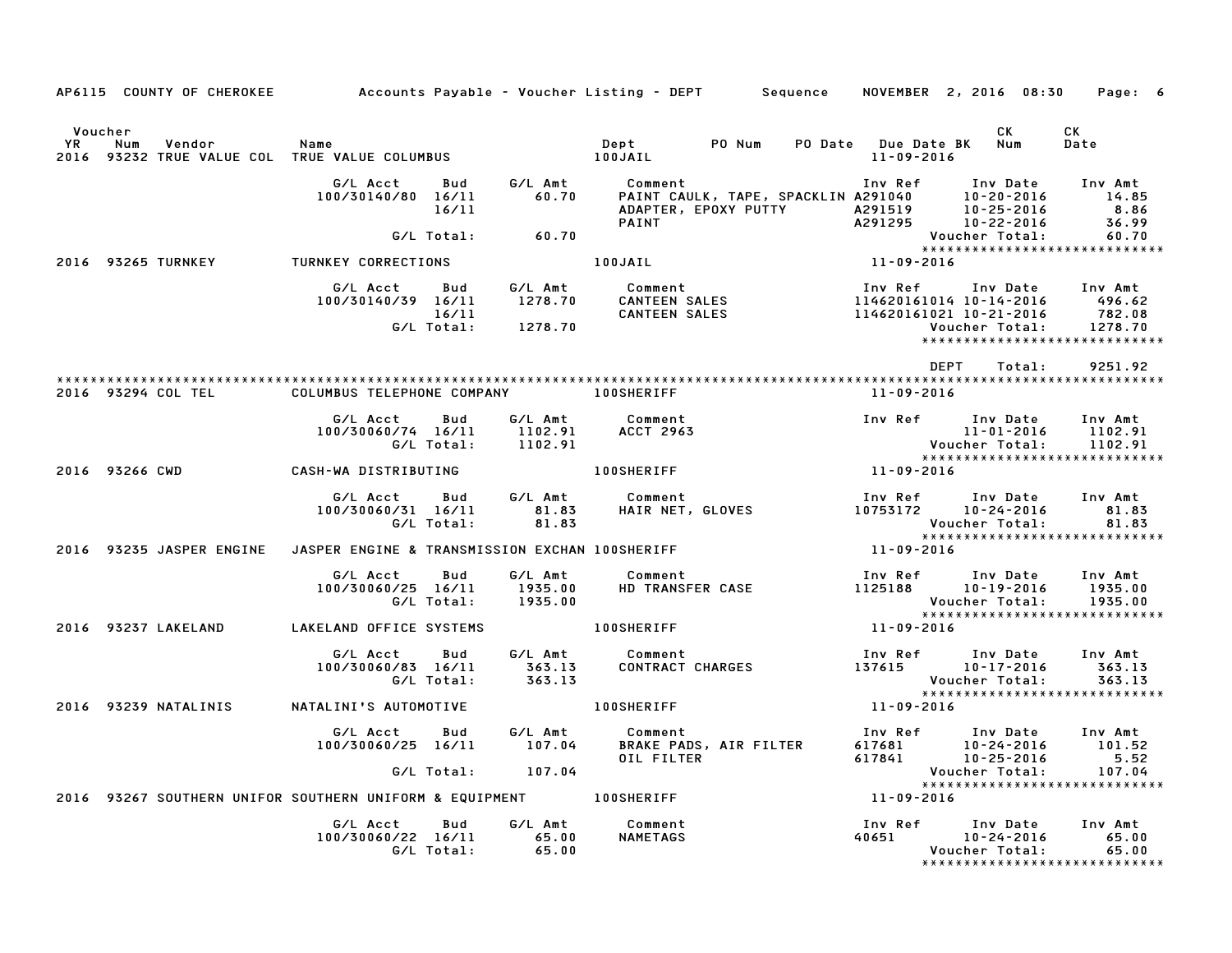AP6115 COUNTY OF CHEROKEE — Accounts Payable - Voucher Listing - DEPT — Sequence — NOVEMBER 2, 2016 08:30

| Voucher YR | Num | Vendor | Name | Dept | PO Num | PO Date | Due Date BK | CK Num | CK Date |
|---|---|---|---|---|---|---|---|---|---|
| 2016 | 93232 | TRUE VALUE COL | TRUE VALUE COLUMBUS | 100JAIL | | | 11-09-2016 | | |

| G/L Acct | Bud | G/L Amt | Comment | Inv Ref | Inv Date | Inv Amt |
|---|---|---|---|---|---|---|
| 100/30140/80 | 16/11 | 60.70 | PAINT CAULK, TAPE, SPACKLIN | A291040 | 10-20-2016 | 14.85 |
| | 16/11 | | ADAPTER, EPOXY PUTTY | A291519 | 10-25-2016 | 8.86 |
| | | | PAINT | A291295 | 10-22-2016 | 36.99 |
| | G/L Total: | 60.70 | | | Voucher Total: | 60.70 |

*****************************

| Voucher YR | Num | Vendor | Name | Dept | Due Date BK |
|---|---|---|---|---|---|
| 2016 | 93265 | TURNKEY | TURNKEY CORRECTIONS | 100JAIL | 11-09-2016 |

| G/L Acct | Bud | G/L Amt | Comment | Inv Ref | Inv Date | Inv Amt |
|---|---|---|---|---|---|---|
| 100/30140/39 | 16/11 | 1278.70 | CANTEEN SALES | 114620161014 | 10-14-2016 | 496.62 |
| | 16/11 | | CANTEEN SALES | 114620161021 | 10-21-2016 | 782.08 |
| | G/L Total: | 1278.70 | | | Voucher Total: | 1278.70 |

*****************************

DEPT Total: 9251.92

*****************************

| Voucher YR | Num | Vendor | Name | Dept | Due Date BK |
|---|---|---|---|---|---|
| 2016 | 93294 | COL TEL | COLUMBUS TELEPHONE COMPANY | 100SHERIFF | 11-09-2016 |

| G/L Acct | Bud | G/L Amt | Comment | Inv Ref | Inv Date | Inv Amt |
|---|---|---|---|---|---|---|
| 100/30060/74 | 16/11 | 1102.91 | ACCT 2963 | | 11-01-2016 | 1102.91 |
| | G/L Total: | 1102.91 | | | Voucher Total: | 1102.91 |

*****************************

| Voucher YR | Num | Vendor | Name | Dept | Due Date BK |
|---|---|---|---|---|---|
| 2016 | 93266 | CWD | CASH-WA DISTRIBUTING | 100SHERIFF | 11-09-2016 |

| G/L Acct | Bud | G/L Amt | Comment | Inv Ref | Inv Date | Inv Amt |
|---|---|---|---|---|---|---|
| 100/30060/31 | 16/11 | 81.83 | HAIR NET, GLOVES | 10753172 | 10-24-2016 | 81.83 |
| | G/L Total: | 81.83 | | | Voucher Total: | 81.83 |

*****************************

| Voucher YR | Num | Vendor | Name | Dept | Due Date BK |
|---|---|---|---|---|---|
| 2016 | 93235 | JASPER ENGINE | JASPER ENGINE & TRANSMISSION EXCHAN | 100SHERIFF | 11-09-2016 |

| G/L Acct | Bud | G/L Amt | Comment | Inv Ref | Inv Date | Inv Amt |
|---|---|---|---|---|---|---|
| 100/30060/25 | 16/11 | 1935.00 | HD TRANSFER CASE | 1125188 | 10-19-2016 | 1935.00 |
| | G/L Total: | 1935.00 | | | Voucher Total: | 1935.00 |

*****************************

| Voucher YR | Num | Vendor | Name | Dept | Due Date BK |
|---|---|---|---|---|---|
| 2016 | 93237 | LAKELAND | LAKELAND OFFICE SYSTEMS | 100SHERIFF | 11-09-2016 |

| G/L Acct | Bud | G/L Amt | Comment | Inv Ref | Inv Date | Inv Amt |
|---|---|---|---|---|---|---|
| 100/30060/83 | 16/11 | 363.13 | CONTRACT CHARGES | 137615 | 10-17-2016 | 363.13 |
| | G/L Total: | 363.13 | | | Voucher Total: | 363.13 |

*****************************

| Voucher YR | Num | Vendor | Name | Dept | Due Date BK |
|---|---|---|---|---|---|
| 2016 | 93239 | NATALINIS | NATALINI'S AUTOMOTIVE | 100SHERIFF | 11-09-2016 |

| G/L Acct | Bud | G/L Amt | Comment | Inv Ref | Inv Date | Inv Amt |
|---|---|---|---|---|---|---|
| 100/30060/25 | 16/11 | 107.04 | BRAKE PADS, AIR FILTER | 617681 | 10-24-2016 | 101.52 |
| | | | OIL FILTER | 617841 | 10-25-2016 | 5.52 |
| | G/L Total: | 107.04 | | | Voucher Total: | 107.04 |

*****************************

| Voucher YR | Num | Vendor | Name | Dept | Due Date BK |
|---|---|---|---|---|---|
| 2016 | 93267 | SOUTHERN UNIFOR | SOUTHERN UNIFORM & EQUIPMENT | 100SHERIFF | 11-09-2016 |

| G/L Acct | Bud | G/L Amt | Comment | Inv Ref | Inv Date | Inv Amt |
|---|---|---|---|---|---|---|
| 100/30060/22 | 16/11 | 65.00 | NAMETAGS | 40651 | 10-24-2016 | 65.00 |
| | G/L Total: | 65.00 | | | Voucher Total: | 65.00 |

*****************************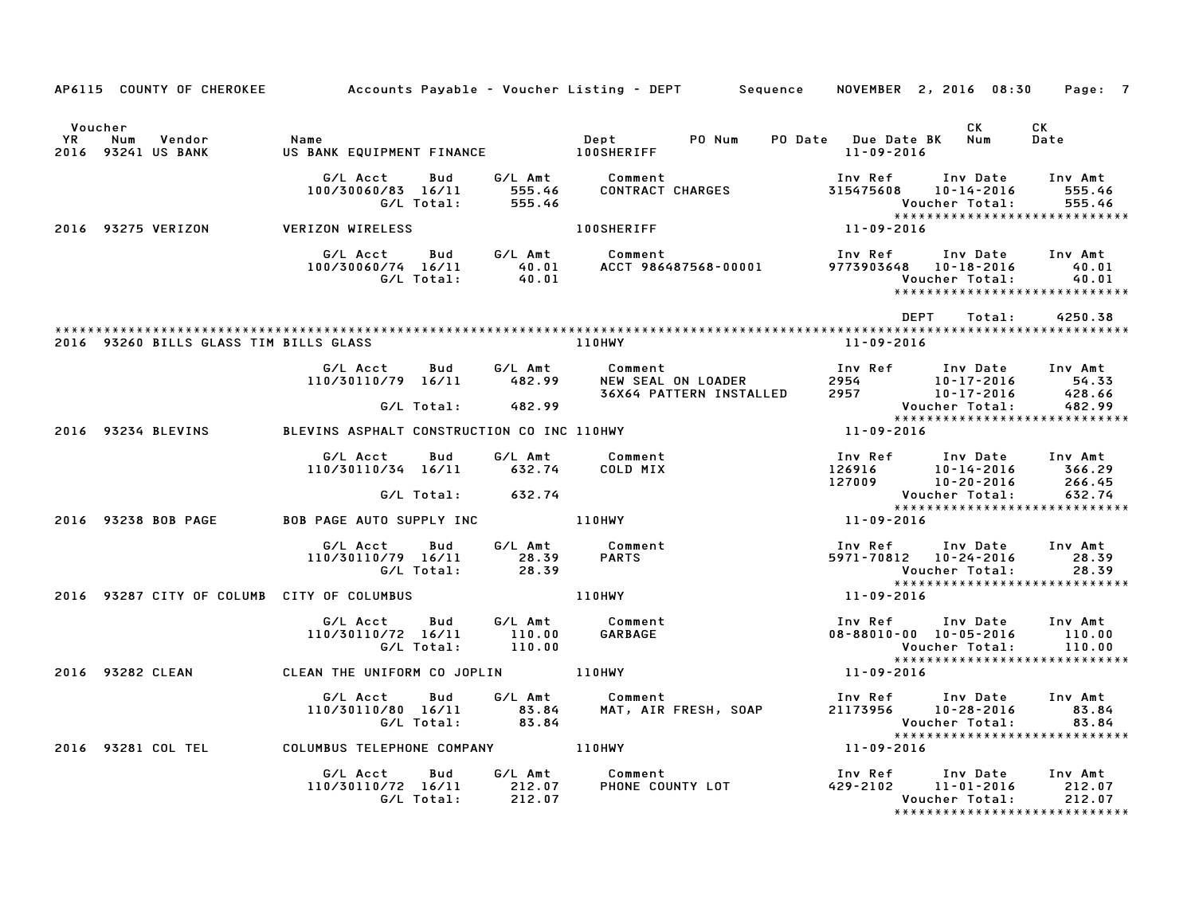AP6115 COUNTY OF CHEROKEE — Accounts Payable - Voucher Listing - DEPT — Sequence — NOVEMBER 2, 2016 08:30 — Page: 7

| Voucher YR | Num | Vendor | Name | Dept | PO Num | PO Date | Due Date | BK | CK Num | CK Date |
|---|---|---|---|---|---|---|---|---|---|---|
| 2016 | 93241 | US BANK | US BANK EQUIPMENT FINANCE | 100SHERIFF | | | 11-09-2016 | | | |

| G/L Acct | Bud | G/L Amt | Comment | Inv Ref | Inv Date | Inv Amt |
|---|---|---|---|---|---|---|
| 100/30060/83 | 16/11 | 555.46 | CONTRACT CHARGES | 315475608 | 10-14-2016 | 555.46 |
| | G/L Total: | 555.46 | | | Voucher Total: | 555.46 |

******************************

| Voucher YR | Num | Vendor | Name | Dept | Due Date |
|---|---|---|---|---|---|
| 2016 | 93275 | VERIZON | VERIZON WIRELESS | 100SHERIFF | 11-09-2016 |

| G/L Acct | Bud | G/L Amt | Comment | Inv Ref | Inv Date | Inv Amt |
|---|---|---|---|---|---|---|
| 100/30060/74 | 16/11 | 40.01 | ACCT 986487568-00001 | 9773903648 | 10-18-2016 | 40.01 |
| | G/L Total: | 40.01 | | | Voucher Total: | 40.01 |

******************************

DEPT Total: 4250.38

******************************

| Voucher YR | Num | Vendor | Name | Dept | Due Date |
|---|---|---|---|---|---|
| 2016 | 93260 | BILLS GLASS TIM | BILLS GLASS | 110HWY | 11-09-2016 |

| G/L Acct | Bud | G/L Amt | Comment | Inv Ref | Inv Date | Inv Amt |
|---|---|---|---|---|---|---|
| 110/30110/79 | 16/11 | 482.99 | NEW SEAL ON LOADER | 2954 | 10-17-2016 | 54.33 |
| | | | 36X64 PATTERN INSTALLED | 2957 | 10-17-2016 | 428.66 |
| | G/L Total: | 482.99 | | | Voucher Total: | 482.99 |

******************************

| Voucher YR | Num | Vendor | Name | Dept | Due Date |
|---|---|---|---|---|---|
| 2016 | 93234 | BLEVINS | BLEVINS ASPHALT CONSTRUCTION CO INC | 110HWY | 11-09-2016 |

| G/L Acct | Bud | G/L Amt | Comment | Inv Ref | Inv Date | Inv Amt |
|---|---|---|---|---|---|---|
| 110/30110/34 | 16/11 | 632.74 | COLD MIX | 126916 | 10-14-2016 | 366.29 |
| | | | | 127009 | 10-20-2016 | 266.45 |
| | G/L Total: | 632.74 | | | Voucher Total: | 632.74 |

******************************

| Voucher YR | Num | Vendor | Name | Dept | Due Date |
|---|---|---|---|---|---|
| 2016 | 93238 | BOB PAGE | BOB PAGE AUTO SUPPLY INC | 110HWY | 11-09-2016 |

| G/L Acct | Bud | G/L Amt | Comment | Inv Ref | Inv Date | Inv Amt |
|---|---|---|---|---|---|---|
| 110/30110/79 | 16/11 | 28.39 | PARTS | 5971-70812 | 10-24-2016 | 28.39 |
| | G/L Total: | 28.39 | | | Voucher Total: | 28.39 |

******************************

| Voucher YR | Num | Vendor | Name | Dept | Due Date |
|---|---|---|---|---|---|
| 2016 | 93287 | CITY OF COLUMB | CITY OF COLUMBUS | 110HWY | 11-09-2016 |

| G/L Acct | Bud | G/L Amt | Comment | Inv Ref | Inv Date | Inv Amt |
|---|---|---|---|---|---|---|
| 110/30110/72 | 16/11 | 110.00 | GARBAGE | 08-88010-00 | 10-05-2016 | 110.00 |
| | G/L Total: | 110.00 | | | Voucher Total: | 110.00 |

******************************

| Voucher YR | Num | Vendor | Name | Dept | Due Date |
|---|---|---|---|---|---|
| 2016 | 93282 | CLEAN | CLEAN THE UNIFORM CO JOPLIN | 110HWY | 11-09-2016 |

| G/L Acct | Bud | G/L Amt | Comment | Inv Ref | Inv Date | Inv Amt |
|---|---|---|---|---|---|---|
| 110/30110/80 | 16/11 | 83.84 | MAT, AIR FRESH, SOAP | 21173956 | 10-28-2016 | 83.84 |
| | G/L Total: | 83.84 | | | Voucher Total: | 83.84 |

******************************

| Voucher YR | Num | Vendor | Name | Dept | Due Date |
|---|---|---|---|---|---|
| 2016 | 93281 | COL TEL | COLUMBUS TELEPHONE COMPANY | 110HWY | 11-09-2016 |

| G/L Acct | Bud | G/L Amt | Comment | Inv Ref | Inv Date | Inv Amt |
|---|---|---|---|---|---|---|
| 110/30110/72 | 16/11 | 212.07 | PHONE COUNTY LOT | 429-2102 | 11-01-2016 | 212.07 |
| | G/L Total: | 212.07 | | | Voucher Total: | 212.07 |

******************************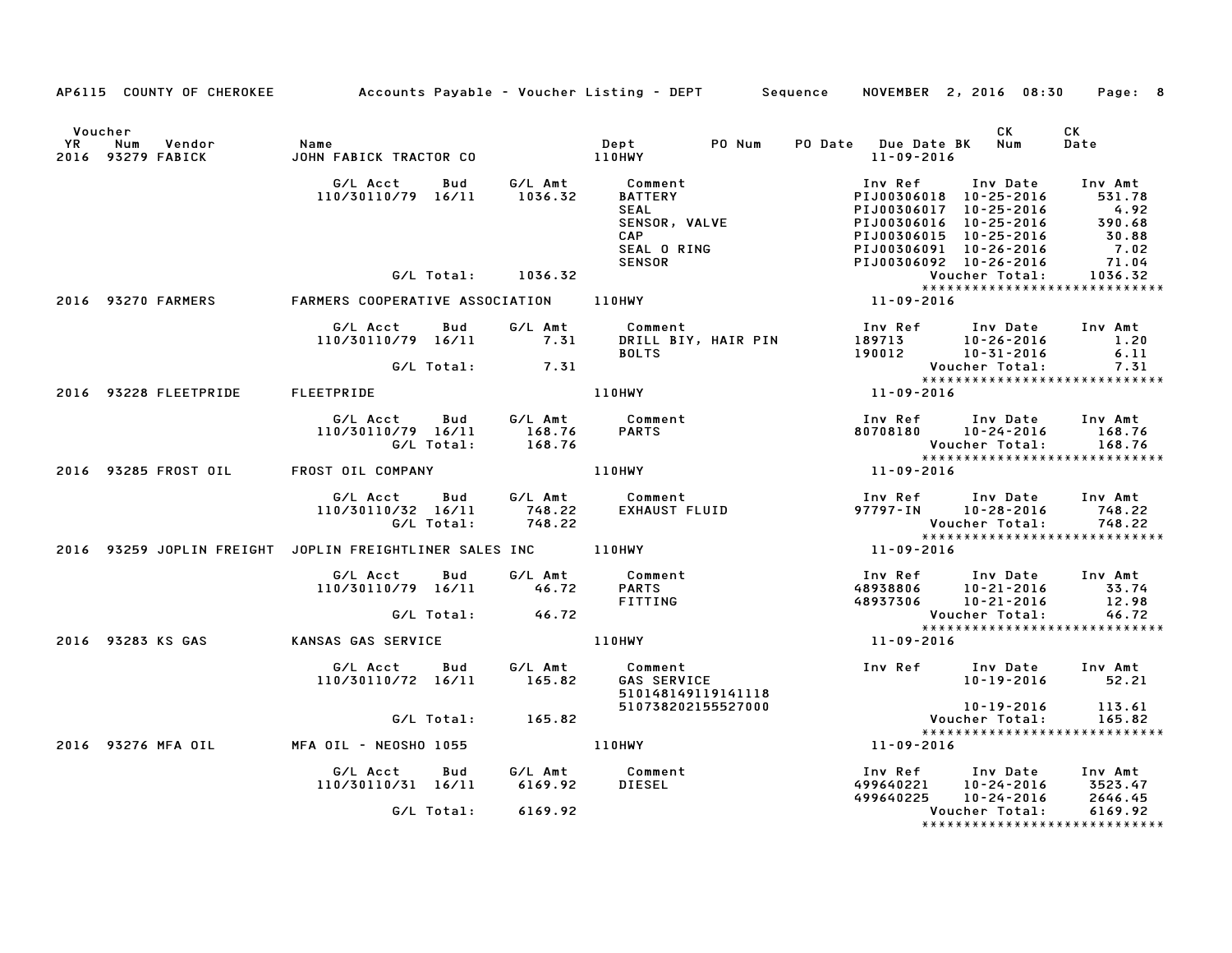AP6115 COUNTY OF CHEROKEE — Accounts Payable - Voucher Listing - DEPT — Sequence — NOVEMBER 2, 2016 08:30

| Voucher YR | Num | Vendor | Name | Dept | PO Num | PO Date | Due Date | BK | CK Num | CK Date |
|---|---|---|---|---|---|---|---|---|---|---|
| 2016 | 93279 | FABICK | JOHN FABICK TRACTOR CO | 110HWY | | | 11-09-2016 | | | |

| G/L Acct | Bud | G/L Amt | Comment | Inv Ref | Inv Date | Inv Amt |
|---|---|---|---|---|---|---|
| 110/30110/79 | 16/11 | 1036.32 | BATTERY | PIJ00306018 | 10-25-2016 | 531.78 |
| | | | SEAL | PIJ00306017 | 10-25-2016 | 4.92 |
| | | | SENSOR, VALVE | PIJ00306016 | 10-25-2016 | 390.68 |
| | | | CAP | PIJ00306015 | 10-25-2016 | 30.88 |
| | | | SEAL O RING | PIJ00306091 | 10-26-2016 | 7.02 |
| | | | SENSOR | PIJ00306092 | 10-26-2016 | 71.04 |
| | G/L Total: | 1036.32 | | | Voucher Total: | 1036.32 |

| Voucher YR | Num | Vendor | Name | Dept | Due Date |
|---|---|---|---|---|---|
| 2016 | 93270 | FARMERS | FARMERS COOPERATIVE ASSOCIATION | 110HWY | 11-09-2016 |

| G/L Acct | Bud | G/L Amt | Comment | Inv Ref | Inv Date | Inv Amt |
|---|---|---|---|---|---|---|
| 110/30110/79 | 16/11 | 7.31 | DRILL BIY, HAIR PIN | 189713 | 10-26-2016 | 1.20 |
| | | | BOLTS | 190012 | 10-31-2016 | 6.11 |
| | G/L Total: | 7.31 | | | Voucher Total: | 7.31 |

| Voucher YR | Num | Vendor | Name | Dept | Due Date |
|---|---|---|---|---|---|
| 2016 | 93228 | FLEETPRIDE | FLEETPRIDE | 110HWY | 11-09-2016 |

| G/L Acct | Bud | G/L Amt | Comment | Inv Ref | Inv Date | Inv Amt |
|---|---|---|---|---|---|---|
| 110/30110/79 | 16/11 | 168.76 | PARTS | 80708180 | 10-24-2016 | 168.76 |
| | G/L Total: | 168.76 | | | Voucher Total: | 168.76 |

| Voucher YR | Num | Vendor | Name | Dept | Due Date |
|---|---|---|---|---|---|
| 2016 | 93285 | FROST OIL | FROST OIL COMPANY | 110HWY | 11-09-2016 |

| G/L Acct | Bud | G/L Amt | Comment | Inv Ref | Inv Date | Inv Amt |
|---|---|---|---|---|---|---|
| 110/30110/32 | 16/11 | 748.22 | EXHAUST FLUID | 97797-IN | 10-28-2016 | 748.22 |
| | G/L Total: | 748.22 | | | Voucher Total: | 748.22 |

| Voucher YR | Num | Vendor | Name | Dept | Due Date |
|---|---|---|---|---|---|
| 2016 | 93259 | JOPLIN FREIGHT | JOPLIN FREIGHTLINER SALES INC | 110HWY | 11-09-2016 |

| G/L Acct | Bud | G/L Amt | Comment | Inv Ref | Inv Date | Inv Amt |
|---|---|---|---|---|---|---|
| 110/30110/79 | 16/11 | 46.72 | PARTS | 48938806 | 10-21-2016 | 33.74 |
| | | | FITTING | 48937306 | 10-21-2016 | 12.98 |
| | G/L Total: | 46.72 | | | Voucher Total: | 46.72 |

| Voucher YR | Num | Vendor | Name | Dept | Due Date |
|---|---|---|---|---|---|
| 2016 | 93283 | KS GAS | KANSAS GAS SERVICE | 110HWY | 11-09-2016 |

| G/L Acct | Bud | G/L Amt | Comment | Inv Ref | Inv Date | Inv Amt |
|---|---|---|---|---|---|---|
| 110/30110/72 | 16/11 | 165.82 | GAS SERVICE | | 10-19-2016 | 52.21 |
| | | | 510148149119141118 | | | |
| | | | 510738202155527000 | | 10-19-2016 | 113.61 |
| | G/L Total: | 165.82 | | | Voucher Total: | 165.82 |

| Voucher YR | Num | Vendor | Name | Dept | Due Date |
|---|---|---|---|---|---|
| 2016 | 93276 | MFA OIL | MFA OIL - NEOSHO 1055 | 110HWY | 11-09-2016 |

| G/L Acct | Bud | G/L Amt | Comment | Inv Ref | Inv Date | Inv Amt |
|---|---|---|---|---|---|---|
| 110/30110/31 | 16/11 | 6169.92 | DIESEL | 499640221 | 10-24-2016 | 3523.47 |
| | | | | 499640225 | 10-24-2016 | 2646.45 |
| | G/L Total: | 6169.92 | | | Voucher Total: | 6169.92 |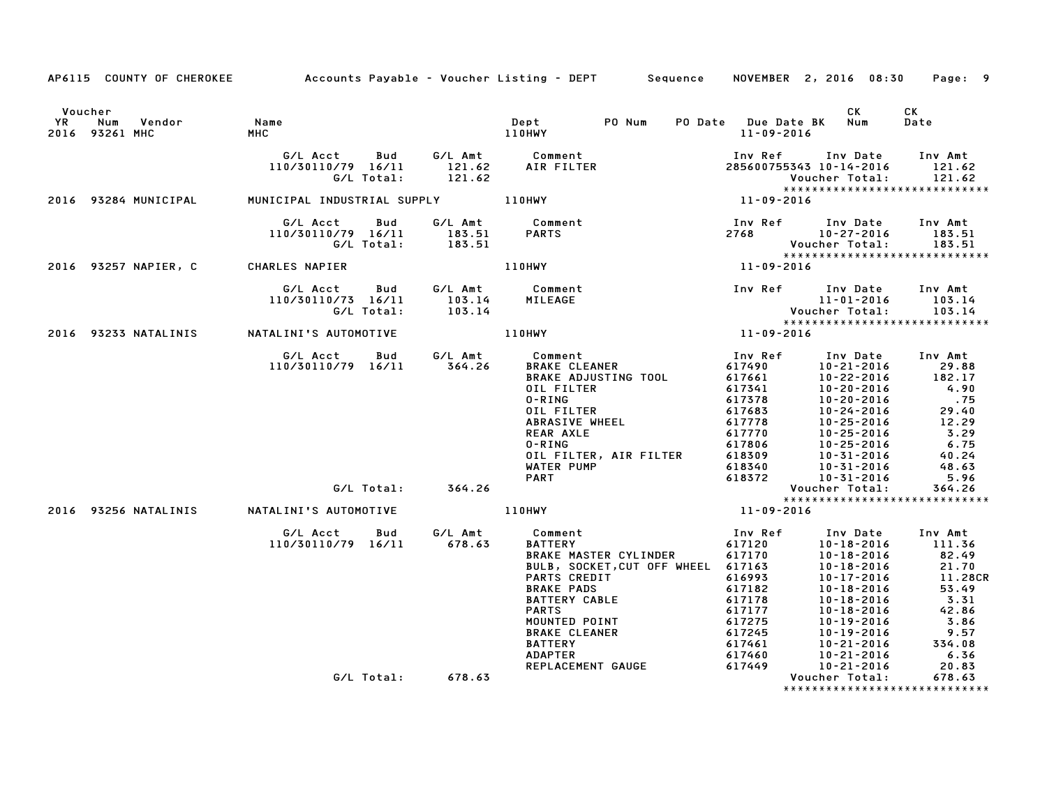AP6115 COUNTY OF CHEROKEE — Accounts Payable - Voucher Listing - DEPT — Sequence — NOVEMBER 2, 2016 08:30

| Voucher YR | Num | Vendor | Name | Dept | PO Num | PO Date | Due Date BK | CK Num | CK Date |
|---|---|---|---|---|---|---|---|---|---|
| 2016 | 93261 | MHC | MHC | 110HWY | | | 11-09-2016 | | |

| G/L Acct | Bud | G/L Amt | Comment | Inv Ref | Inv Date | Inv Amt |
|---|---|---|---|---|---|---|
| 110/30110/79 | 16/11 | 121.62 | AIR FILTER | 285600755343 | 10-14-2016 | 121.62 |
| | G/L Total: | 121.62 | | | Voucher Total: | 121.62 |

******************************

| Voucher YR | Num | Vendor | Name | Dept | Due Date |
|---|---|---|---|---|---|
| 2016 | 93284 | MUNICIPAL | MUNICIPAL INDUSTRIAL SUPPLY | 110HWY | 11-09-2016 |

| G/L Acct | Bud | G/L Amt | Comment | Inv Ref | Inv Date | Inv Amt |
|---|---|---|---|---|---|---|
| 110/30110/79 | 16/11 | 183.51 | PARTS | 2768 | 10-27-2016 | 183.51 |
| | G/L Total: | 183.51 | | | Voucher Total: | 183.51 |

******************************

| Voucher YR | Num | Vendor | Name | Dept | Due Date |
|---|---|---|---|---|---|
| 2016 | 93257 | NAPIER, C | CHARLES NAPIER | 110HWY | 11-09-2016 |

| G/L Acct | Bud | G/L Amt | Comment | Inv Ref | Inv Date | Inv Amt |
|---|---|---|---|---|---|---|
| 110/30110/73 | 16/11 | 103.14 | MILEAGE | | 11-01-2016 | 103.14 |
| | G/L Total: | 103.14 | | | Voucher Total: | 103.14 |

******************************

| Voucher YR | Num | Vendor | Name | Dept | Due Date |
|---|---|---|---|---|---|
| 2016 | 93233 | NATALINIS | NATALINI'S AUTOMOTIVE | 110HWY | 11-09-2016 |

| G/L Acct | Bud | G/L Amt | Comment | Inv Ref | Inv Date | Inv Amt |
|---|---|---|---|---|---|---|
| 110/30110/79 | 16/11 | 364.26 | BRAKE CLEANER | 617490 | 10-21-2016 | 29.88 |
| | | | BRAKE ADJUSTING TOOL | 617661 | 10-22-2016 | 182.17 |
| | | | OIL FILTER | 617341 | 10-20-2016 | 4.90 |
| | | | O-RING | 617378 | 10-20-2016 | .75 |
| | | | OIL FILTER | 617683 | 10-24-2016 | 29.40 |
| | | | ABRASIVE WHEEL | 617778 | 10-25-2016 | 12.29 |
| | | | REAR AXLE | 617770 | 10-25-2016 | 3.29 |
| | | | O-RING | 617806 | 10-25-2016 | 6.75 |
| | | | OIL FILTER, AIR FILTER | 618309 | 10-31-2016 | 40.24 |
| | | | WATER PUMP | 618340 | 10-31-2016 | 48.63 |
| | | | PART | 618372 | 10-31-2016 | 5.96 |
| | G/L Total: | 364.26 | | | Voucher Total: | 364.26 |

******************************

| Voucher YR | Num | Vendor | Name | Dept | Due Date |
|---|---|---|---|---|---|
| 2016 | 93256 | NATALINIS | NATALINI'S AUTOMOTIVE | 110HWY | 11-09-2016 |

| G/L Acct | Bud | G/L Amt | Comment | Inv Ref | Inv Date | Inv Amt |
|---|---|---|---|---|---|---|
| 110/30110/79 | 16/11 | 678.63 | BATTERY | 617120 | 10-18-2016 | 111.36 |
| | | | BRAKE MASTER CYLINDER | 617170 | 10-18-2016 | 82.49 |
| | | | BULB, SOCKET,CUT OFF WHEEL | 617163 | 10-18-2016 | 21.70 |
| | | | PARTS CREDIT | 616993 | 10-17-2016 | 11.28CR |
| | | | BRAKE PADS | 617182 | 10-18-2016 | 53.49 |
| | | | BATTERY CABLE | 617178 | 10-18-2016 | 3.31 |
| | | | PARTS | 617177 | 10-18-2016 | 42.86 |
| | | | MOUNTED POINT | 617275 | 10-19-2016 | 3.86 |
| | | | BRAKE CLEANER | 617245 | 10-19-2016 | 9.57 |
| | | | BATTERY | 617461 | 10-21-2016 | 334.08 |
| | | | ADAPTER | 617460 | 10-21-2016 | 6.36 |
| | | | REPLACEMENT GAUGE | 617449 | 10-21-2016 | 20.83 |
| | G/L Total: | 678.63 | | | Voucher Total: | 678.63 |

******************************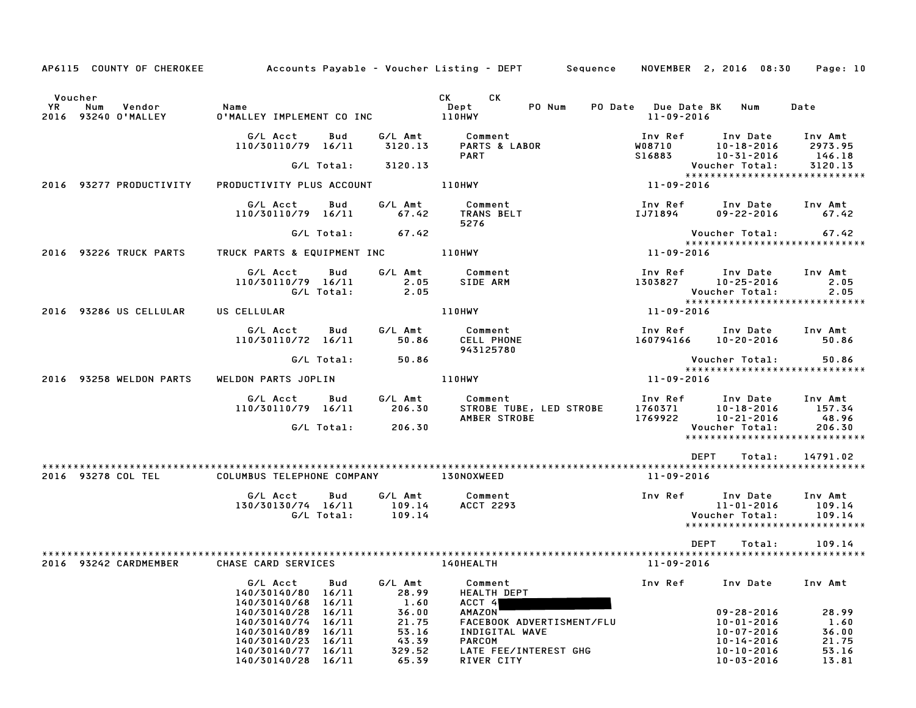AP6115 COUNTY OF CHEROKEE — Accounts Payable - Voucher Listing - DEPT — Sequence — NOVEMBER 2, 2016 08:30

| Voucher YR | Num | Vendor | Name | CK Dept | CK | PO Num | PO Date | Due Date | BK | Num | Date |
|---|---|---|---|---|---|---|---|---|---|---|---|
| 2016 | 93240 | O'MALLEY | O'MALLEY IMPLEMENT CO INC | 110HWY | | | | 11-09-2016 | | | |

| G/L Acct | Bud | G/L Amt | Comment | Inv Ref | Inv Date | Inv Amt |
|---|---|---|---|---|---|---|
| 110/30110/79 | 16/11 | 3120.13 | PARTS & LABOR | W08710 | 10-18-2016 | 2973.95 |
| | | | PART | S16883 | 10-31-2016 | 146.18 |
| | G/L Total: | 3120.13 | | | Voucher Total: | 3120.13 |

*****************************

| Voucher YR | Num | Vendor | Name | CK Dept | Due Date |
|---|---|---|---|---|---|
| 2016 | 93277 | PRODUCTIVITY | PRODUCTIVITY PLUS ACCOUNT | 110HWY | 11-09-2016 |

| G/L Acct | Bud | G/L Amt | Comment | Inv Ref | Inv Date | Inv Amt |
|---|---|---|---|---|---|---|
| 110/30110/79 | 16/11 | 67.42 | TRANS BELT | IJ71894 | 09-22-2016 | 67.42 |
| | | | 5276 | | | |
| | G/L Total: | 67.42 | | | Voucher Total: | 67.42 |

*****************************

| Voucher YR | Num | Vendor | Name | CK Dept | Due Date |
|---|---|---|---|---|---|
| 2016 | 93226 | TRUCK PARTS | TRUCK PARTS & EQUIPMENT INC | 110HWY | 11-09-2016 |

| G/L Acct | Bud | G/L Amt | Comment | Inv Ref | Inv Date | Inv Amt |
|---|---|---|---|---|---|---|
| 110/30110/79 | 16/11 | 2.05 | SIDE ARM | 1303827 | 10-25-2016 | 2.05 |
| | G/L Total: | 2.05 | | | Voucher Total: | 2.05 |

*****************************

| Voucher YR | Num | Vendor | Name | CK Dept | Due Date |
|---|---|---|---|---|---|
| 2016 | 93286 | US CELLULAR | US CELLULAR | 110HWY | 11-09-2016 |

| G/L Acct | Bud | G/L Amt | Comment | Inv Ref | Inv Date | Inv Amt |
|---|---|---|---|---|---|---|
| 110/30110/72 | 16/11 | 50.86 | CELL PHONE | 160794166 | 10-20-2016 | 50.86 |
| | | | 943125780 | | | |
| | G/L Total: | 50.86 | | | Voucher Total: | 50.86 |

*****************************

| Voucher YR | Num | Vendor | Name | CK Dept | Due Date |
|---|---|---|---|---|---|
| 2016 | 93258 | WELDON PARTS | WELDON PARTS JOPLIN | 110HWY | 11-09-2016 |

| G/L Acct | Bud | G/L Amt | Comment | Inv Ref | Inv Date | Inv Amt |
|---|---|---|---|---|---|---|
| 110/30110/79 | 16/11 | 206.30 | STROBE TUBE, LED STROBE | 1760371 | 10-18-2016 | 157.34 |
| | | | AMBER STROBE | 1769922 | 10-21-2016 | 48.96 |
| | G/L Total: | 206.30 | | | Voucher Total: | 206.30 |

*****************************

DEPT Total: 14791.02

*****************************

| Voucher YR | Num | Vendor | Name | CK Dept | Due Date |
|---|---|---|---|---|---|
| 2016 | 93278 | COL TEL | COLUMBUS TELEPHONE COMPANY | 130NOXWEED | 11-09-2016 |

| G/L Acct | Bud | G/L Amt | Comment | Inv Ref | Inv Date | Inv Amt |
|---|---|---|---|---|---|---|
| 130/30130/74 | 16/11 | 109.14 | ACCT 2293 | | 11-01-2016 | 109.14 |
| | G/L Total: | 109.14 | | | Voucher Total: | 109.14 |

*****************************

DEPT Total: 109.14

*****************************

| Voucher YR | Num | Vendor | Name | CK Dept | Due Date |
|---|---|---|---|---|---|
| 2016 | 93242 | CARDMEMBER | CHASE CARD SERVICES | 140HEALTH | 11-09-2016 |

| G/L Acct | Bud | G/L Amt | Comment | Inv Ref | Inv Date | Inv Amt |
|---|---|---|---|---|---|---|
| 140/30140/80 | 16/11 | 28.99 | HEALTH DEPT | | | |
| 140/30140/68 | 16/11 | 1.60 | ACCT 4[REDACTED] | | | |
| 140/30140/28 | 16/11 | 36.00 | AMAZON | | 09-28-2016 | 28.99 |
| 140/30140/74 | 16/11 | 21.75 | FACEBOOK ADVERTISMENT/FLU | | 10-01-2016 | 1.60 |
| 140/30140/89 | 16/11 | 53.16 | INDIGITAL WAVE | | 10-07-2016 | 36.00 |
| 140/30140/23 | 16/11 | 43.39 | PARCOM | | 10-14-2016 | 21.75 |
| 140/30140/77 | 16/11 | 329.52 | LATE FEE/INTEREST GHG | | 10-10-2016 | 53.16 |
| 140/30140/28 | 16/11 | 65.39 | RIVER CITY | | 10-03-2016 | 13.81 |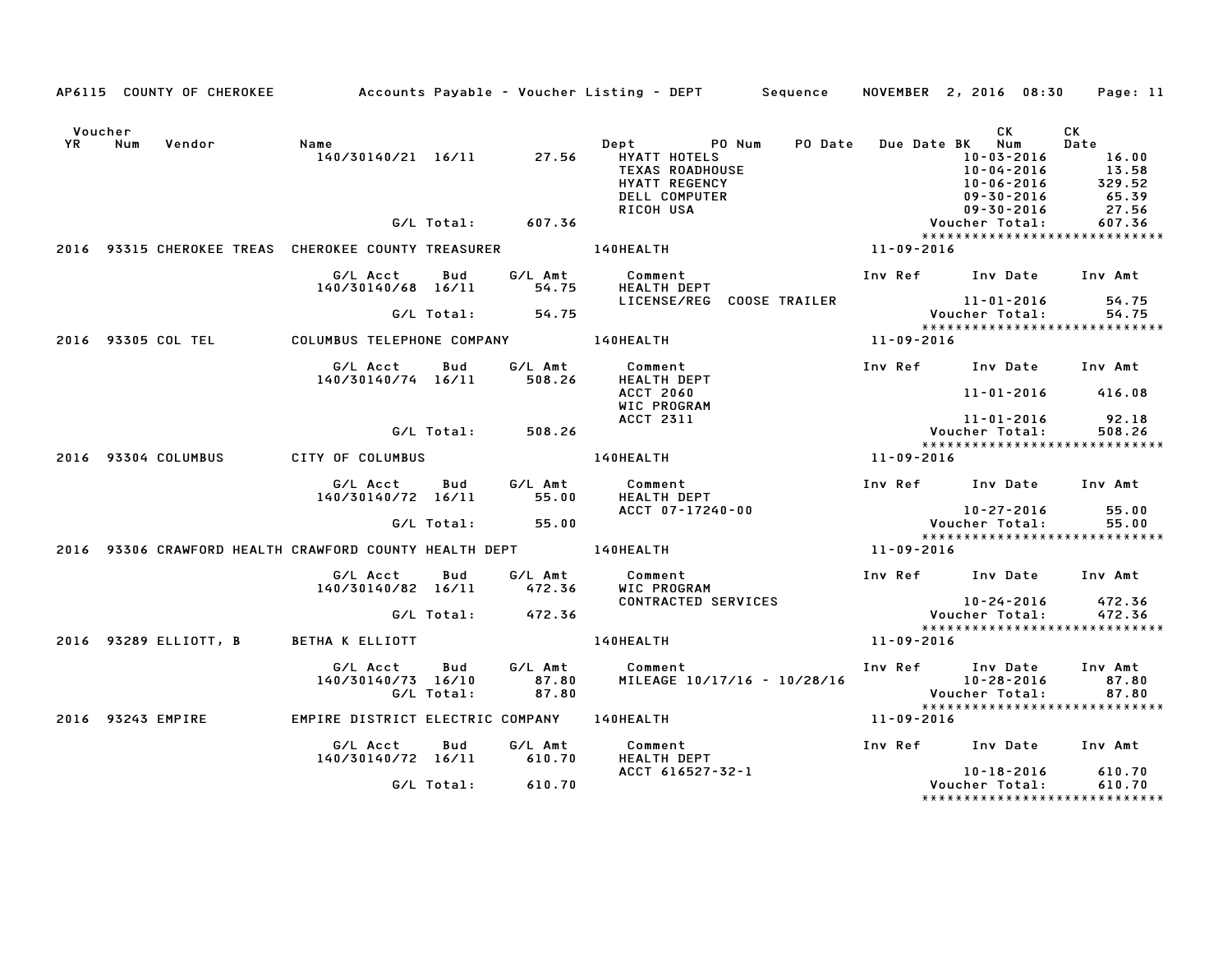AP6115 COUNTY OF CHEROKEE — Accounts Payable - Voucher Listing - DEPT — Sequence — NOVEMBER 2, 2016 08:30

| Voucher YR | Num | Vendor | Name | Dept | PO Num | PO Date | Due Date BK | CK Num | CK Date |
|---|---|---|---|---|---|---|---|---|---|

| G/L Acct | Bud | G/L Amt | Comment | Inv Ref | Inv Date | Inv Amt |
|---|---|---|---|---|---|---|
| 140/30140/21 | 16/11 | 27.56 | HYATT HOTELS | | 10-03-2016 | 16.00 |
| | | | TEXAS ROADHOUSE | | 10-04-2016 | 13.58 |
| | | | HYATT REGENCY | | 10-06-2016 | 329.52 |
| | | | DELL COMPUTER | | 09-30-2016 | 65.39 |
| | | | RICOH USA | | 09-30-2016 | 27.56 |
| | G/L Total: | 607.36 | | | Voucher Total: | 607.36 |

******************************

**2016 93315 CHEROKEE TREAS — CHEROKEE COUNTY TREASURER — 140HEALTH — 11-09-2016**

| G/L Acct | Bud | G/L Amt | Comment | Inv Ref | Inv Date | Inv Amt |
|---|---|---|---|---|---|---|
| 140/30140/68 | 16/11 | 54.75 | HEALTH DEPT | | | |
| | | | LICENSE/REG COOSE TRAILER | | 11-01-2016 | 54.75 |
| | G/L Total: | 54.75 | | | Voucher Total: | 54.75 |

******************************

**2016 93305 COL TEL — COLUMBUS TELEPHONE COMPANY — 140HEALTH — 11-09-2016**

| G/L Acct | Bud | G/L Amt | Comment | Inv Ref | Inv Date | Inv Amt |
|---|---|---|---|---|---|---|
| 140/30140/74 | 16/11 | 508.26 | HEALTH DEPT | | | |
| | | | ACCT 2060 | | 11-01-2016 | 416.08 |
| | | | WIC PROGRAM | | | |
| | | | ACCT 2311 | | 11-01-2016 | 92.18 |
| | G/L Total: | 508.26 | | | Voucher Total: | 508.26 |

******************************

**2016 93304 COLUMBUS — CITY OF COLUMBUS — 140HEALTH — 11-09-2016**

| G/L Acct | Bud | G/L Amt | Comment | Inv Ref | Inv Date | Inv Amt |
|---|---|---|---|---|---|---|
| 140/30140/72 | 16/11 | 55.00 | HEALTH DEPT | | | |
| | | | ACCT 07-17240-00 | | 10-27-2016 | 55.00 |
| | G/L Total: | 55.00 | | | Voucher Total: | 55.00 |

******************************

**2016 93306 CRAWFORD HEALTH — CRAWFORD COUNTY HEALTH DEPT — 140HEALTH — 11-09-2016**

| G/L Acct | Bud | G/L Amt | Comment | Inv Ref | Inv Date | Inv Amt |
|---|---|---|---|---|---|---|
| 140/30140/82 | 16/11 | 472.36 | WIC PROGRAM | | | |
| | | | CONTRACTED SERVICES | | 10-24-2016 | 472.36 |
| | G/L Total: | 472.36 | | | Voucher Total: | 472.36 |

******************************

**2016 93289 ELLIOTT, B — BETHA K ELLIOTT — 140HEALTH — 11-09-2016**

| G/L Acct | Bud | G/L Amt | Comment | Inv Ref | Inv Date | Inv Amt |
|---|---|---|---|---|---|---|
| 140/30140/73 | 16/10 | 87.80 | MILEAGE 10/17/16 - 10/28/16 | | 10-28-2016 | 87.80 |
| | G/L Total: | 87.80 | | | Voucher Total: | 87.80 |

******************************

**2016 93243 EMPIRE — EMPIRE DISTRICT ELECTRIC COMPANY — 140HEALTH — 11-09-2016**

| G/L Acct | Bud | G/L Amt | Comment | Inv Ref | Inv Date | Inv Amt |
|---|---|---|---|---|---|---|
| 140/30140/72 | 16/11 | 610.70 | HEALTH DEPT | | | |
| | | | ACCT 616527-32-1 | | 10-18-2016 | 610.70 |
| | G/L Total: | 610.70 | | | Voucher Total: | 610.70 |

******************************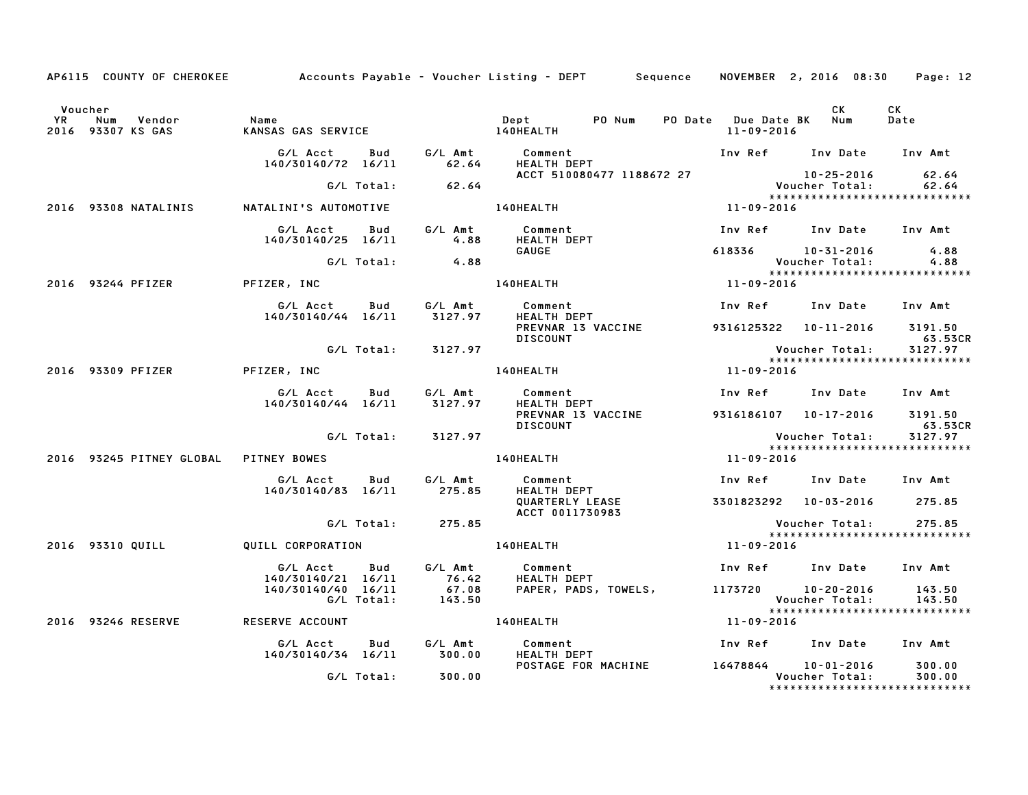AP6115 COUNTY OF CHEROKEE — Accounts Payable - Voucher Listing - DEPT — Sequence — NOVEMBER 2, 2016 08:30

| Voucher YR | Num | Vendor | Name | Dept | PO Num | PO Date | Due Date BK | CK Num | CK Date |
|---|---|---|---|---|---|---|---|---|---|
| 2016 | 93307 | KS GAS | KANSAS GAS SERVICE | 140HEALTH | | | 11-09-2016 | | |

| G/L Acct | Bud | G/L Amt | Comment | Inv Ref | Inv Date | Inv Amt |
|---|---|---|---|---|---|---|
| 140/30140/72 | 16/11 | 62.64 | HEALTH DEPT | | | |
| | | | ACCT 510080477 1188672 27 | | 10-25-2016 | 62.64 |
| | G/L Total: | 62.64 | | | Voucher Total: | 62.64 |

| Voucher YR | Num | Vendor | Name | Dept | PO Num | PO Date | Due Date BK | CK Num | CK Date |
|---|---|---|---|---|---|---|---|---|---|
| 2016 | 93308 | NATALINIS | NATALINI'S AUTOMOTIVE | 140HEALTH | | | 11-09-2016 | | |

| G/L Acct | Bud | G/L Amt | Comment | Inv Ref | Inv Date | Inv Amt |
|---|---|---|---|---|---|---|
| 140/30140/25 | 16/11 | 4.88 | HEALTH DEPT | | | |
| | | | GAUGE | 618336 | 10-31-2016 | 4.88 |
| | G/L Total: | 4.88 | | | Voucher Total: | 4.88 |

| Voucher YR | Num | Vendor | Name | Dept | PO Num | PO Date | Due Date BK | CK Num | CK Date |
|---|---|---|---|---|---|---|---|---|---|
| 2016 | 93244 | PFIZER | PFIZER, INC | 140HEALTH | | | 11-09-2016 | | |

| G/L Acct | Bud | G/L Amt | Comment | Inv Ref | Inv Date | Inv Amt |
|---|---|---|---|---|---|---|
| 140/30140/44 | 16/11 | 3127.97 | HEALTH DEPT | | | |
| | | | PREVNAR 13 VACCINE | 9316125322 | 10-11-2016 | 3191.50 |
| | | | DISCOUNT | | | 63.53CR |
| | G/L Total: | 3127.97 | | | Voucher Total: | 3127.97 |

| Voucher YR | Num | Vendor | Name | Dept | PO Num | PO Date | Due Date BK | CK Num | CK Date |
|---|---|---|---|---|---|---|---|---|---|
| 2016 | 93309 | PFIZER | PFIZER, INC | 140HEALTH | | | 11-09-2016 | | |

| G/L Acct | Bud | G/L Amt | Comment | Inv Ref | Inv Date | Inv Amt |
|---|---|---|---|---|---|---|
| 140/30140/44 | 16/11 | 3127.97 | HEALTH DEPT | | | |
| | | | PREVNAR 13 VACCINE | 9316186107 | 10-17-2016 | 3191.50 |
| | | | DISCOUNT | | | 63.53CR |
| | G/L Total: | 3127.97 | | | Voucher Total: | 3127.97 |

| Voucher YR | Num | Vendor | Name | Dept | PO Num | PO Date | Due Date BK | CK Num | CK Date |
|---|---|---|---|---|---|---|---|---|---|
| 2016 | 93245 | PITNEY GLOBAL | PITNEY BOWES | 140HEALTH | | | 11-09-2016 | | |

| G/L Acct | Bud | G/L Amt | Comment | Inv Ref | Inv Date | Inv Amt |
|---|---|---|---|---|---|---|
| 140/30140/83 | 16/11 | 275.85 | HEALTH DEPT | | | |
| | | | QUARTERLY LEASE | 3301823292 | 10-03-2016 | 275.85 |
| | | | ACCT 0011730983 | | | |
| | G/L Total: | 275.85 | | | Voucher Total: | 275.85 |

| Voucher YR | Num | Vendor | Name | Dept | PO Num | PO Date | Due Date BK | CK Num | CK Date |
|---|---|---|---|---|---|---|---|---|---|
| 2016 | 93310 | QUILL | QUILL CORPORATION | 140HEALTH | | | 11-09-2016 | | |

| G/L Acct | Bud | G/L Amt | Comment | Inv Ref | Inv Date | Inv Amt |
|---|---|---|---|---|---|---|
| 140/30140/21 | 16/11 | 76.42 | HEALTH DEPT | | | |
| 140/30140/40 | 16/11 | 67.08 | PAPER, PADS, TOWELS, | 1173720 | 10-20-2016 | 143.50 |
| | G/L Total: | 143.50 | | | Voucher Total: | 143.50 |

| Voucher YR | Num | Vendor | Name | Dept | PO Num | PO Date | Due Date BK | CK Num | CK Date |
|---|---|---|---|---|---|---|---|---|---|
| 2016 | 93246 | RESERVE | RESERVE ACCOUNT | 140HEALTH | | | 11-09-2016 | | |

| G/L Acct | Bud | G/L Amt | Comment | Inv Ref | Inv Date | Inv Amt |
|---|---|---|---|---|---|---|
| 140/30140/34 | 16/11 | 300.00 | HEALTH DEPT | | | |
| | | | POSTAGE FOR MACHINE | 16478844 | 10-01-2016 | 300.00 |
| | G/L Total: | 300.00 | | | Voucher Total: | 300.00 |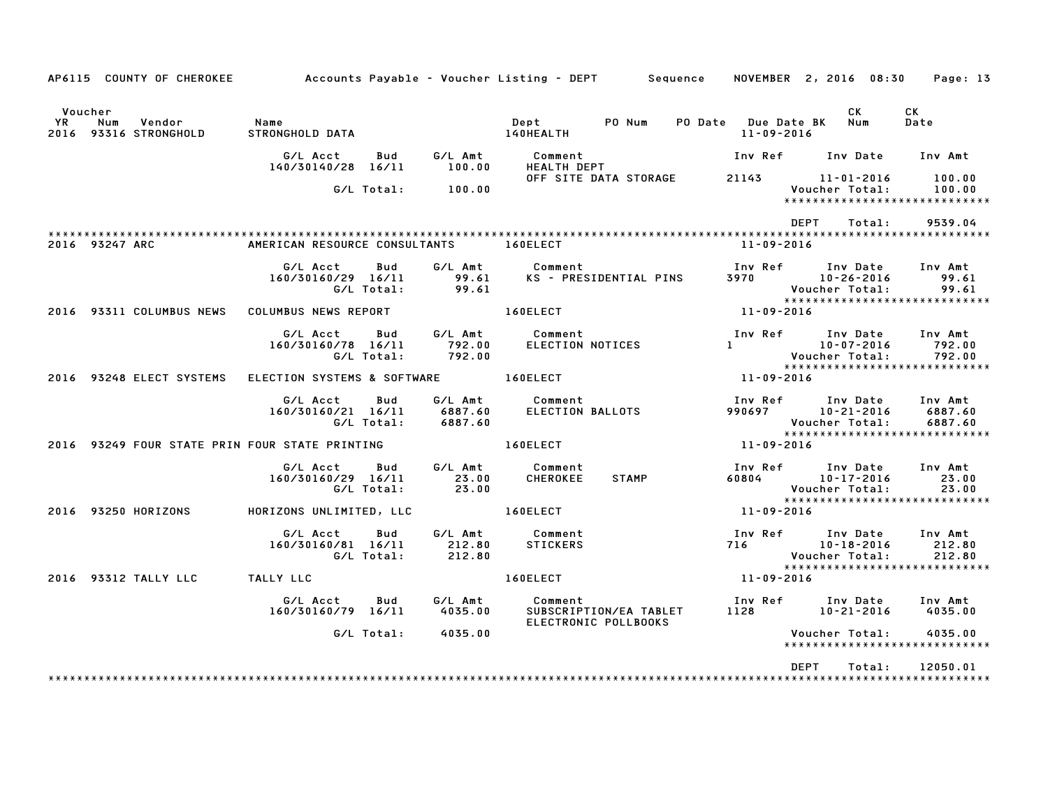AP6115 COUNTY OF CHEROKEE — Accounts Payable - Voucher Listing - DEPT — Sequence — NOVEMBER 2, 2016 08:30

| Voucher YR | Num | Vendor | Name | Dept | PO Num | PO Date | Due Date BK | CK Num | CK Date |
|---|---|---|---|---|---|---|---|---|---|
| 2016 | 93316 | STRONGHOLD | STRONGHOLD DATA | 140HEALTH | | | 11-09-2016 | | |

| G/L Acct | Bud | G/L Amt | Comment | Inv Ref | Inv Date | Inv Amt |
|---|---|---|---|---|---|---|
| 140/30140/28 | 16/11 | 100.00 | HEALTH DEPT OFF SITE DATA STORAGE | 21143 | 11-01-2016 | 100.00 |
| | G/L Total: | 100.00 | | | Voucher Total: | 100.00 |

DEPT Total: 9539.04

| Voucher YR | Num | Vendor | Name | Dept | Due Date |
|---|---|---|---|---|---|
| 2016 | 93247 | ARC | AMERICAN RESOURCE CONSULTANTS | 160ELECT | 11-09-2016 |

| G/L Acct | Bud | G/L Amt | Comment | Inv Ref | Inv Date | Inv Amt |
|---|---|---|---|---|---|---|
| 160/30160/29 | 16/11 | 99.61 | KS - PRESIDENTIAL PINS | 3970 | 10-26-2016 | 99.61 |
| | G/L Total: | 99.61 | | | Voucher Total: | 99.61 |

| Voucher YR | Num | Vendor | Name | Dept | Due Date |
|---|---|---|---|---|---|
| 2016 | 93311 | COLUMBUS NEWS | COLUMBUS NEWS REPORT | 160ELECT | 11-09-2016 |

| G/L Acct | Bud | G/L Amt | Comment | Inv Ref | Inv Date | Inv Amt |
|---|---|---|---|---|---|---|
| 160/30160/78 | 16/11 | 792.00 | ELECTION NOTICES | 1 | 10-07-2016 | 792.00 |
| | G/L Total: | 792.00 | | | Voucher Total: | 792.00 |

| Voucher YR | Num | Vendor | Name | Dept | Due Date |
|---|---|---|---|---|---|
| 2016 | 93248 | ELECT SYSTEMS | ELECTION SYSTEMS & SOFTWARE | 160ELECT | 11-09-2016 |

| G/L Acct | Bud | G/L Amt | Comment | Inv Ref | Inv Date | Inv Amt |
|---|---|---|---|---|---|---|
| 160/30160/21 | 16/11 | 6887.60 | ELECTION BALLOTS | 990697 | 10-21-2016 | 6887.60 |
| | G/L Total: | 6887.60 | | | Voucher Total: | 6887.60 |

| Voucher YR | Num | Vendor | Name | Dept | Due Date |
|---|---|---|---|---|---|
| 2016 | 93249 | FOUR STATE PRIN | FOUR STATE PRINTING | 160ELECT | 11-09-2016 |

| G/L Acct | Bud | G/L Amt | Comment | Inv Ref | Inv Date | Inv Amt |
|---|---|---|---|---|---|---|
| 160/30160/29 | 16/11 | 23.00 | CHEROKEE STAMP | 60804 | 10-17-2016 | 23.00 |
| | G/L Total: | 23.00 | | | Voucher Total: | 23.00 |

| Voucher YR | Num | Vendor | Name | Dept | Due Date |
|---|---|---|---|---|---|
| 2016 | 93250 | HORIZONS | HORIZONS UNLIMITED, LLC | 160ELECT | 11-09-2016 |

| G/L Acct | Bud | G/L Amt | Comment | Inv Ref | Inv Date | Inv Amt |
|---|---|---|---|---|---|---|
| 160/30160/81 | 16/11 | 212.80 | STICKERS | 716 | 10-18-2016 | 212.80 |
| | G/L Total: | 212.80 | | | Voucher Total: | 212.80 |

| Voucher YR | Num | Vendor | Name | Dept | Due Date |
|---|---|---|---|---|---|
| 2016 | 93312 | TALLY LLC | TALLY LLC | 160ELECT | 11-09-2016 |

| G/L Acct | Bud | G/L Amt | Comment | Inv Ref | Inv Date | Inv Amt |
|---|---|---|---|---|---|---|
| 160/30160/79 | 16/11 | 4035.00 | SUBSCRIPTION/EA TABLET ELECTRONIC POLLBOOKS | 1128 | 10-21-2016 | 4035.00 |
| | G/L Total: | 4035.00 | | | Voucher Total: | 4035.00 |

DEPT Total: 12050.01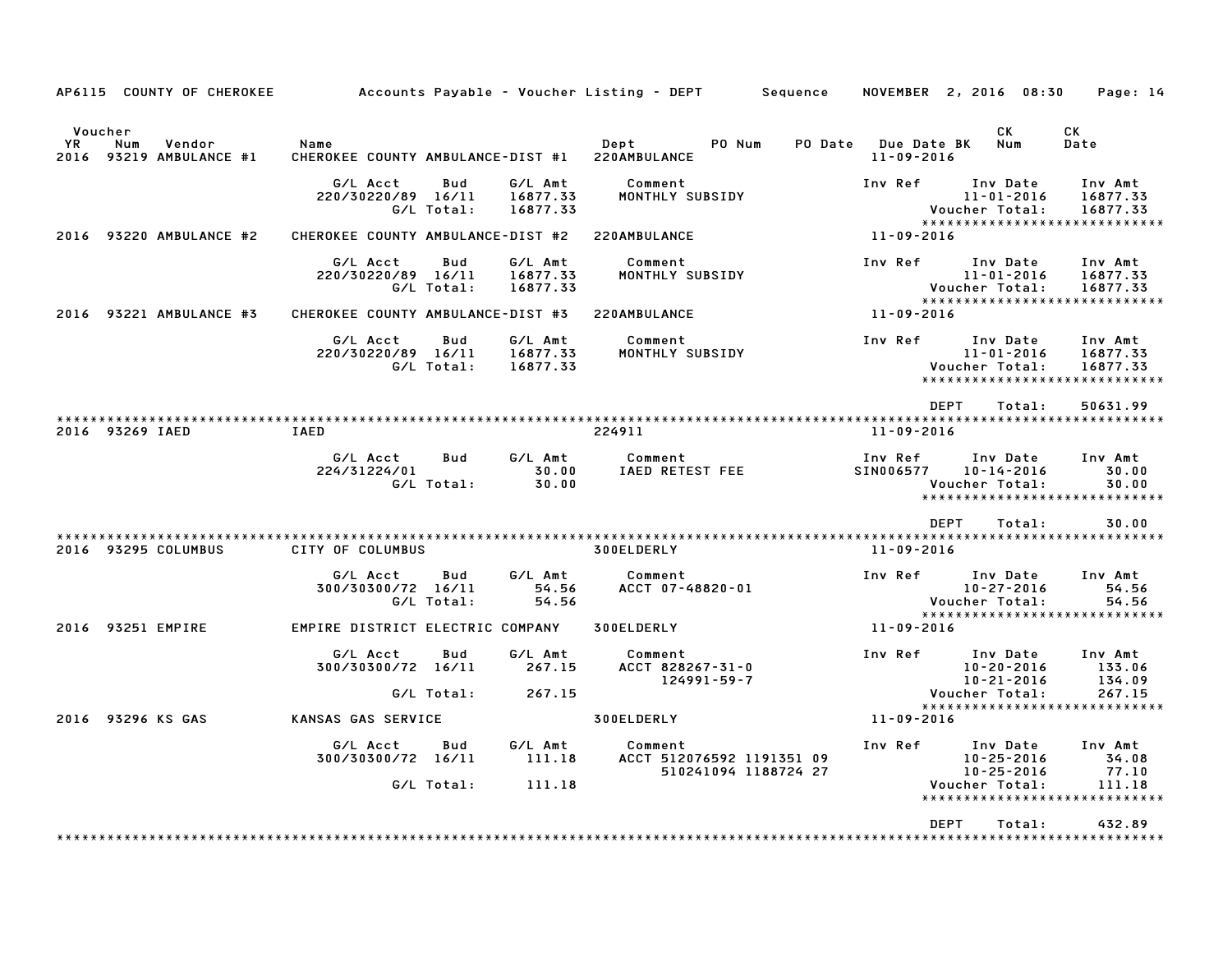AP6115 COUNTY OF CHEROKEE — Accounts Payable - Voucher Listing - DEPT — Sequence — NOVEMBER 2, 2016 08:30

| Voucher YR | Num | Vendor | Name | Dept | PO Num | PO Date | Due Date | BK | CK Num | CK Date |
|---|---|---|---|---|---|---|---|---|---|---|
| 2016 | 93219 | AMBULANCE #1 | CHEROKEE COUNTY AMBULANCE-DIST #1 | 220AMBULANCE | | | 11-09-2016 | | | |

| G/L Acct | Bud | G/L Amt | Comment | Inv Ref | Inv Date | Inv Amt |
|---|---|---|---|---|---|---|
| 220/30220/89 | 16/11 | 16877.33 | MONTHLY SUBSIDY | | 11-01-2016 | 16877.33 |
| | G/L Total: | 16877.33 | | | Voucher Total: | 16877.33 |

| Voucher YR | Num | Vendor | Name | Dept | Due Date |
|---|---|---|---|---|---|
| 2016 | 93220 | AMBULANCE #2 | CHEROKEE COUNTY AMBULANCE-DIST #2 | 220AMBULANCE | 11-09-2016 |

| G/L Acct | Bud | G/L Amt | Comment | Inv Ref | Inv Date | Inv Amt |
|---|---|---|---|---|---|---|
| 220/30220/89 | 16/11 | 16877.33 | MONTHLY SUBSIDY | | 11-01-2016 | 16877.33 |
| | G/L Total: | 16877.33 | | | Voucher Total: | 16877.33 |

| Voucher YR | Num | Vendor | Name | Dept | Due Date |
|---|---|---|---|---|---|
| 2016 | 93221 | AMBULANCE #3 | CHEROKEE COUNTY AMBULANCE-DIST #3 | 220AMBULANCE | 11-09-2016 |

| G/L Acct | Bud | G/L Amt | Comment | Inv Ref | Inv Date | Inv Amt |
|---|---|---|---|---|---|---|
| 220/30220/89 | 16/11 | 16877.33 | MONTHLY SUBSIDY | | 11-01-2016 | 16877.33 |
| | G/L Total: | 16877.33 | | | Voucher Total: | 16877.33 |

DEPT Total: 50631.99

| Voucher YR | Num | Vendor | Name | Dept | Due Date |
|---|---|---|---|---|---|
| 2016 | 93269 | IAED | IAED | 224911 | 11-09-2016 |

| G/L Acct | Bud | G/L Amt | Comment | Inv Ref | Inv Date | Inv Amt |
|---|---|---|---|---|---|---|
| 224/31224/01 | | 30.00 | IAED RETEST FEE | SIN006577 | 10-14-2016 | 30.00 |
| | G/L Total: | 30.00 | | | Voucher Total: | 30.00 |

DEPT Total: 30.00

| Voucher YR | Num | Vendor | Name | Dept | Due Date |
|---|---|---|---|---|---|
| 2016 | 93295 | COLUMBUS | CITY OF COLUMBUS | 300ELDERLY | 11-09-2016 |

| G/L Acct | Bud | G/L Amt | Comment | Inv Ref | Inv Date | Inv Amt |
|---|---|---|---|---|---|---|
| 300/30300/72 | 16/11 | 54.56 | ACCT 07-48820-01 | | 10-27-2016 | 54.56 |
| | G/L Total: | 54.56 | | | Voucher Total: | 54.56 |

| Voucher YR | Num | Vendor | Name | Dept | Due Date |
|---|---|---|---|---|---|
| 2016 | 93251 | EMPIRE | EMPIRE DISTRICT ELECTRIC COMPANY | 300ELDERLY | 11-09-2016 |

| G/L Acct | Bud | G/L Amt | Comment | Inv Ref | Inv Date | Inv Amt |
|---|---|---|---|---|---|---|
| 300/30300/72 | 16/11 | 267.15 | ACCT 828267-31-0 | | 10-20-2016 | 133.06 |
| | | | 124991-59-7 | | 10-21-2016 | 134.09 |
| | G/L Total: | 267.15 | | | Voucher Total: | 267.15 |

| Voucher YR | Num | Vendor | Name | Dept | Due Date |
|---|---|---|---|---|---|
| 2016 | 93296 | KS GAS | KANSAS GAS SERVICE | 300ELDERLY | 11-09-2016 |

| G/L Acct | Bud | G/L Amt | Comment | Inv Ref | Inv Date | Inv Amt |
|---|---|---|---|---|---|---|
| 300/30300/72 | 16/11 | 111.18 | ACCT 512076592 1191351 09 | | 10-25-2016 | 34.08 |
| | | | 510241094 1188724 27 | | 10-25-2016 | 77.10 |
| | G/L Total: | 111.18 | | | Voucher Total: | 111.18 |

DEPT Total: 432.89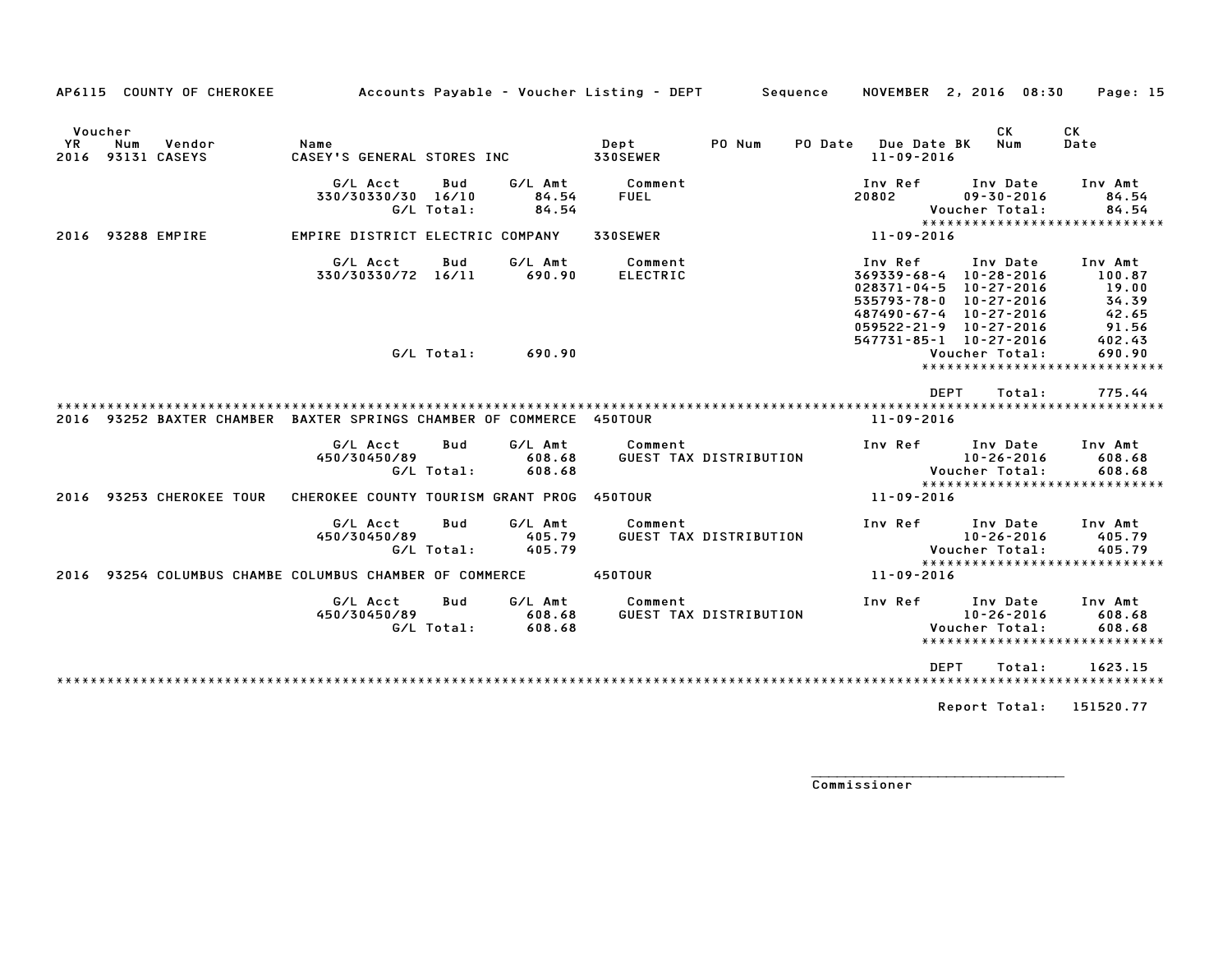AP6115 COUNTY OF CHEROKEE — Accounts Payable - Voucher Listing - DEPT — Sequence — NOVEMBER 2, 2016 08:30

| Voucher YR | Num | Vendor | Name | Dept | PO Num | PO Date | Due Date | BK | CK Num | CK Date |
|---|---|---|---|---|---|---|---|---|---|---|
| 2016 | 93131 | CASEYS | CASEY'S GENERAL STORES INC | 330SEWER | | | 11-09-2016 | | | |

| G/L Acct | Bud | G/L Amt | Comment | Inv Ref | Inv Date | Inv Amt |
|---|---|---|---|---|---|---|
| 330/30330/30 | 16/10 | 84.54 | FUEL | 20802 | 09-30-2016 | 84.54 |
| | G/L Total: | 84.54 | | | Voucher Total: | 84.54 |

| Voucher YR | Num | Vendor | Name | Dept | Due Date |
|---|---|---|---|---|---|
| 2016 | 93288 | EMPIRE | EMPIRE DISTRICT ELECTRIC COMPANY | 330SEWER | 11-09-2016 |

| G/L Acct | Bud | G/L Amt | Comment | Inv Ref | Inv Date | Inv Amt |
|---|---|---|---|---|---|---|
| 330/30330/72 | 16/11 | 690.90 | ELECTRIC | 369339-68-4 | 10-28-2016 | 100.87 |
| | | | | 028371-04-5 | 10-27-2016 | 19.00 |
| | | | | 535793-78-0 | 10-27-2016 | 34.39 |
| | | | | 487490-67-4 | 10-27-2016 | 42.65 |
| | | | | 059522-21-9 | 10-27-2016 | 91.56 |
| | | | | 547731-85-1 | 10-27-2016 | 402.43 |
| | G/L Total: | 690.90 | | | Voucher Total: | 690.90 |

DEPT Total: 775.44

| Voucher YR | Num | Vendor | Name | Dept | Due Date |
|---|---|---|---|---|---|
| 2016 | 93252 | BAXTER CHAMBER | BAXTER SPRINGS CHAMBER OF COMMERCE | 450TOUR | 11-09-2016 |

| G/L Acct | Bud | G/L Amt | Comment | Inv Ref | Inv Date | Inv Amt |
|---|---|---|---|---|---|---|
| 450/30450/89 | | 608.68 | GUEST TAX DISTRIBUTION | | 10-26-2016 | 608.68 |
| | G/L Total: | 608.68 | | | Voucher Total: | 608.68 |

| Voucher YR | Num | Vendor | Name | Dept | Due Date |
|---|---|---|---|---|---|
| 2016 | 93253 | CHEROKEE TOUR | CHEROKEE COUNTY TOURISM GRANT PROG | 450TOUR | 11-09-2016 |

| G/L Acct | Bud | G/L Amt | Comment | Inv Ref | Inv Date | Inv Amt |
|---|---|---|---|---|---|---|
| 450/30450/89 | | 405.79 | GUEST TAX DISTRIBUTION | | 10-26-2016 | 405.79 |
| | G/L Total: | 405.79 | | | Voucher Total: | 405.79 |

| Voucher YR | Num | Vendor | Name | Dept | Due Date |
|---|---|---|---|---|---|
| 2016 | 93254 | COLUMBUS CHAMBE | COLUMBUS CHAMBER OF COMMERCE | 450TOUR | 11-09-2016 |

| G/L Acct | Bud | G/L Amt | Comment | Inv Ref | Inv Date | Inv Amt |
|---|---|---|---|---|---|---|
| 450/30450/89 | | 608.68 | GUEST TAX DISTRIBUTION | | 10-26-2016 | 608.68 |
| | G/L Total: | 608.68 | | | Voucher Total: | 608.68 |

DEPT Total: 1623.15

Report Total: 151520.77

\_\_\_\_\_\_\_\_\_\_\_\_\_\_\_\_\_\_\_\_\_\_\_\_\_\_\_\_\_\_

Commissioner